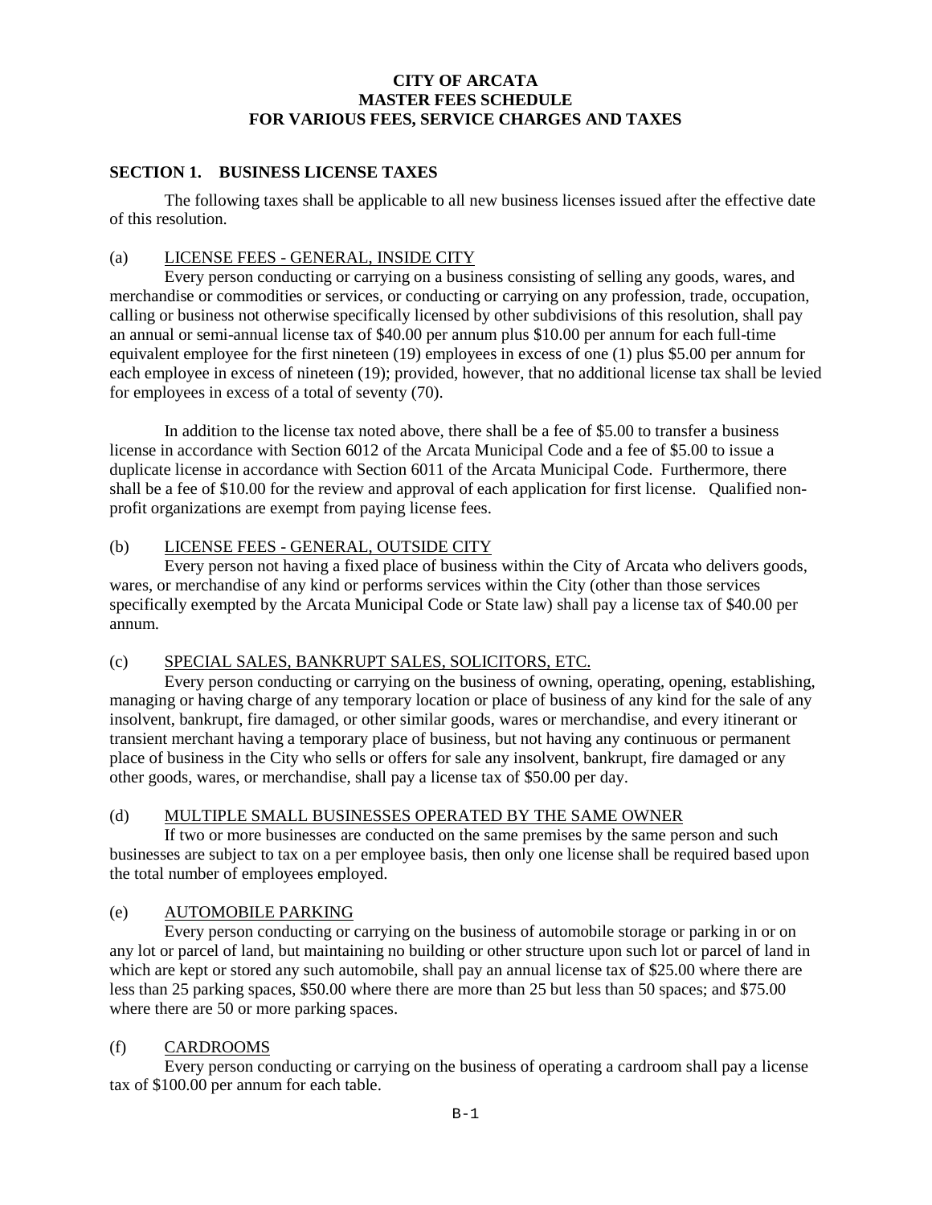# CITY OF ARCATA
# MASTER FEES SCHEDULE
# FOR VARIOUS FEES, SERVICE CHARGES AND TAXES

## SECTION 1. BUSINESS LICENSE TAXES

The following taxes shall be applicable to all new business licenses issued after the effective date of this resolution.

### (a) LICENSE FEES - GENERAL, INSIDE CITY

Every person conducting or carrying on a business consisting of selling any goods, wares, and merchandise or commodities or services, or conducting or carrying on any profession, trade, occupation, calling or business not otherwise specifically licensed by other subdivisions of this resolution, shall pay an annual or semi-annual license tax of $40.00 per annum plus $10.00 per annum for each full-time equivalent employee for the first nineteen (19) employees in excess of one (1) plus $5.00 per annum for each employee in excess of nineteen (19); provided, however, that no additional license tax shall be levied for employees in excess of a total of seventy (70).

In addition to the license tax noted above, there shall be a fee of $5.00 to transfer a business license in accordance with Section 6012 of the Arcata Municipal Code and a fee of $5.00 to issue a duplicate license in accordance with Section 6011 of the Arcata Municipal Code. Furthermore, there shall be a fee of $10.00 for the review and approval of each application for first license. Qualified non-profit organizations are exempt from paying license fees.

### (b) LICENSE FEES - GENERAL, OUTSIDE CITY

Every person not having a fixed place of business within the City of Arcata who delivers goods, wares, or merchandise of any kind or performs services within the City (other than those services specifically exempted by the Arcata Municipal Code or State law) shall pay a license tax of $40.00 per annum.

### (c) SPECIAL SALES, BANKRUPT SALES, SOLICITORS, ETC.

Every person conducting or carrying on the business of owning, operating, opening, establishing, managing or having charge of any temporary location or place of business of any kind for the sale of any insolvent, bankrupt, fire damaged, or other similar goods, wares or merchandise, and every itinerant or transient merchant having a temporary place of business, but not having any continuous or permanent place of business in the City who sells or offers for sale any insolvent, bankrupt, fire damaged or any other goods, wares, or merchandise, shall pay a license tax of $50.00 per day.

### (d) MULTIPLE SMALL BUSINESSES OPERATED BY THE SAME OWNER

If two or more businesses are conducted on the same premises by the same person and such businesses are subject to tax on a per employee basis, then only one license shall be required based upon the total number of employees employed.

### (e) AUTOMOBILE PARKING

Every person conducting or carrying on the business of automobile storage or parking in or on any lot or parcel of land, but maintaining no building or other structure upon such lot or parcel of land in which are kept or stored any such automobile, shall pay an annual license tax of $25.00 where there are less than 25 parking spaces, $50.00 where there are more than 25 but less than 50 spaces; and $75.00 where there are 50 or more parking spaces.

### (f) CARDROOMS

Every person conducting or carrying on the business of operating a cardroom shall pay a license tax of $100.00 per annum for each table.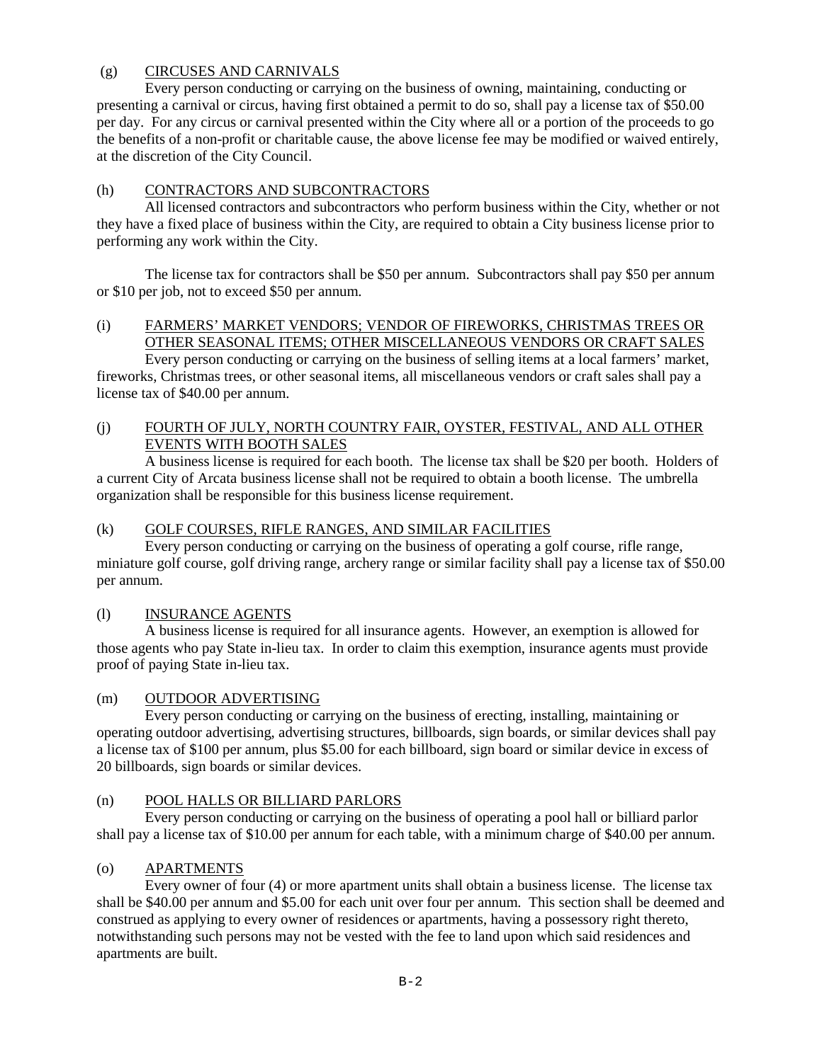(g) CIRCUSES AND CARNIVALS

Every person conducting or carrying on the business of owning, maintaining, conducting or presenting a carnival or circus, having first obtained a permit to do so, shall pay a license tax of $50.00 per day. For any circus or carnival presented within the City where all or a portion of the proceeds to go the benefits of a non-profit or charitable cause, the above license fee may be modified or waived entirely, at the discretion of the City Council.

(h) CONTRACTORS AND SUBCONTRACTORS

All licensed contractors and subcontractors who perform business within the City, whether or not they have a fixed place of business within the City, are required to obtain a City business license prior to performing any work within the City.

The license tax for contractors shall be $50 per annum. Subcontractors shall pay $50 per annum or $10 per job, not to exceed $50 per annum.

(i) FARMERS' MARKET VENDORS; VENDOR OF FIREWORKS, CHRISTMAS TREES OR OTHER SEASONAL ITEMS; OTHER MISCELLANEOUS VENDORS OR CRAFT SALES

Every person conducting or carrying on the business of selling items at a local farmers' market, fireworks, Christmas trees, or other seasonal items, all miscellaneous vendors or craft sales shall pay a license tax of $40.00 per annum.

(j) FOURTH OF JULY, NORTH COUNTRY FAIR, OYSTER, FESTIVAL, AND ALL OTHER EVENTS WITH BOOTH SALES

A business license is required for each booth. The license tax shall be $20 per booth. Holders of a current City of Arcata business license shall not be required to obtain a booth license. The umbrella organization shall be responsible for this business license requirement.

(k) GOLF COURSES, RIFLE RANGES, AND SIMILAR FACILITIES

Every person conducting or carrying on the business of operating a golf course, rifle range, miniature golf course, golf driving range, archery range or similar facility shall pay a license tax of $50.00 per annum.

(l) INSURANCE AGENTS

A business license is required for all insurance agents. However, an exemption is allowed for those agents who pay State in-lieu tax. In order to claim this exemption, insurance agents must provide proof of paying State in-lieu tax.

(m) OUTDOOR ADVERTISING

Every person conducting or carrying on the business of erecting, installing, maintaining or operating outdoor advertising, advertising structures, billboards, sign boards, or similar devices shall pay a license tax of $100 per annum, plus $5.00 for each billboard, sign board or similar device in excess of 20 billboards, sign boards or similar devices.

(n) POOL HALLS OR BILLIARD PARLORS

Every person conducting or carrying on the business of operating a pool hall or billiard parlor shall pay a license tax of $10.00 per annum for each table, with a minimum charge of $40.00 per annum.

(o) APARTMENTS

Every owner of four (4) or more apartment units shall obtain a business license. The license tax shall be $40.00 per annum and $5.00 for each unit over four per annum. This section shall be deemed and construed as applying to every owner of residences or apartments, having a possessory right thereto, notwithstanding such persons may not be vested with the fee to land upon which said residences and apartments are built.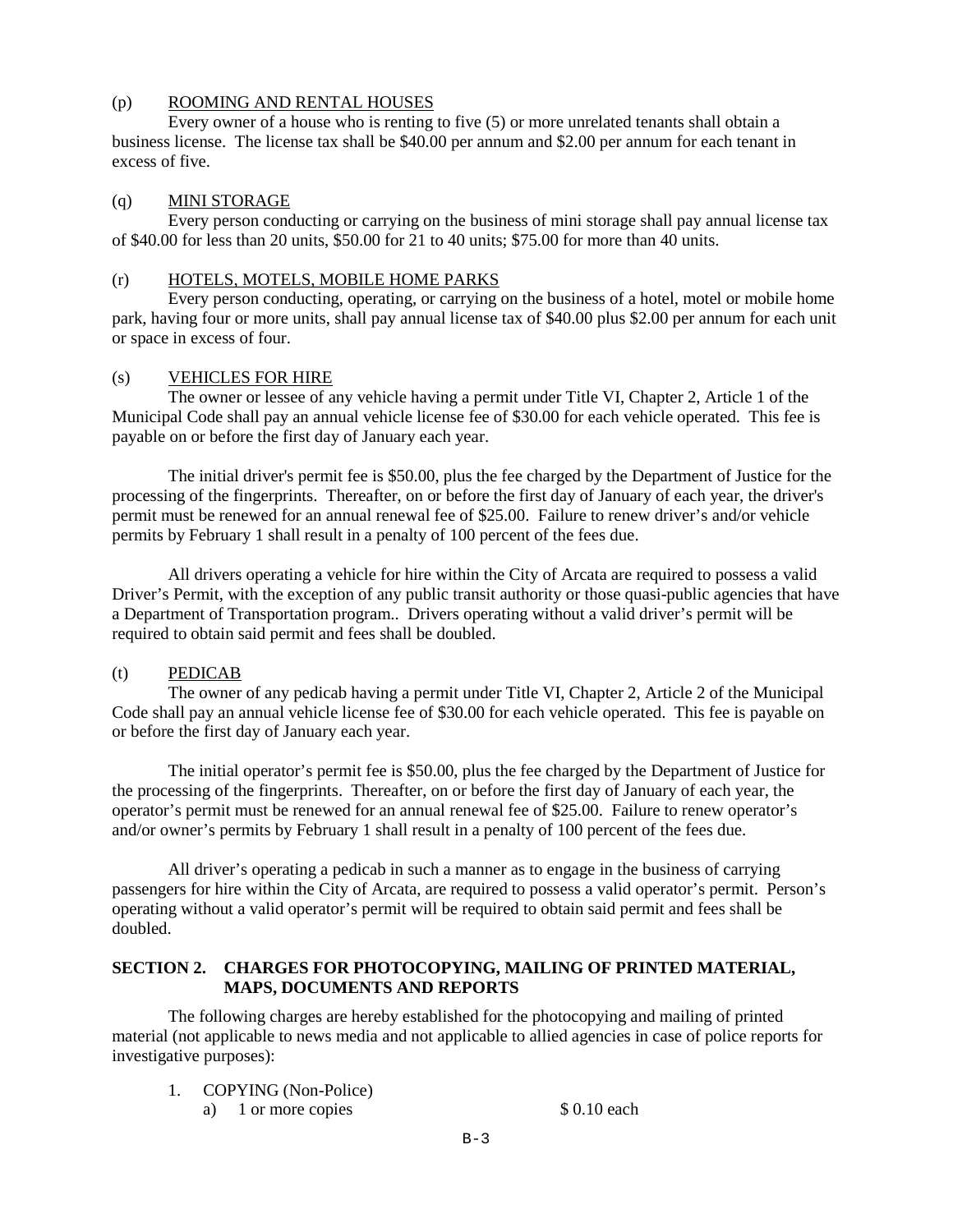(p) <u>ROOMING AND RENTAL HOUSES</u>

Every owner of a house who is renting to five (5) or more unrelated tenants shall obtain a business license. The license tax shall be $40.00 per annum and $2.00 per annum for each tenant in excess of five.

(q) <u>MINI STORAGE</u>

Every person conducting or carrying on the business of mini storage shall pay annual license tax of $40.00 for less than 20 units, $50.00 for 21 to 40 units; $75.00 for more than 40 units.

(r) <u>HOTELS, MOTELS, MOBILE HOME PARKS</u>

Every person conducting, operating, or carrying on the business of a hotel, motel or mobile home park, having four or more units, shall pay annual license tax of $40.00 plus $2.00 per annum for each unit or space in excess of four.

(s) <u>VEHICLES FOR HIRE</u>

The owner or lessee of any vehicle having a permit under Title VI, Chapter 2, Article 1 of the Municipal Code shall pay an annual vehicle license fee of $30.00 for each vehicle operated. This fee is payable on or before the first day of January each year.

The initial driver's permit fee is $50.00, plus the fee charged by the Department of Justice for the processing of the fingerprints. Thereafter, on or before the first day of January of each year, the driver's permit must be renewed for an annual renewal fee of $25.00. Failure to renew driver's and/or vehicle permits by February 1 shall result in a penalty of 100 percent of the fees due.

All drivers operating a vehicle for hire within the City of Arcata are required to possess a valid Driver's Permit, with the exception of any public transit authority or those quasi-public agencies that have a Department of Transportation program.. Drivers operating without a valid driver's permit will be required to obtain said permit and fees shall be doubled.

(t) <u>PEDICAB</u>

The owner of any pedicab having a permit under Title VI, Chapter 2, Article 2 of the Municipal Code shall pay an annual vehicle license fee of $30.00 for each vehicle operated. This fee is payable on or before the first day of January each year.

The initial operator's permit fee is $50.00, plus the fee charged by the Department of Justice for the processing of the fingerprints. Thereafter, on or before the first day of January of each year, the operator's permit must be renewed for an annual renewal fee of $25.00. Failure to renew operator's and/or owner's permits by February 1 shall result in a penalty of 100 percent of the fees due.

All driver's operating a pedicab in such a manner as to engage in the business of carrying passengers for hire within the City of Arcata, are required to possess a valid operator's permit. Person's operating without a valid operator's permit will be required to obtain said permit and fees shall be doubled.

**SECTION 2. CHARGES FOR PHOTOCOPYING, MAILING OF PRINTED MATERIAL, MAPS, DOCUMENTS AND REPORTS**

The following charges are hereby established for the photocopying and mailing of printed material (not applicable to news media and not applicable to allied agencies in case of police reports for investigative purposes):

1. COPYING (Non-Police)
   a) 1 or more copies $ 0.10 each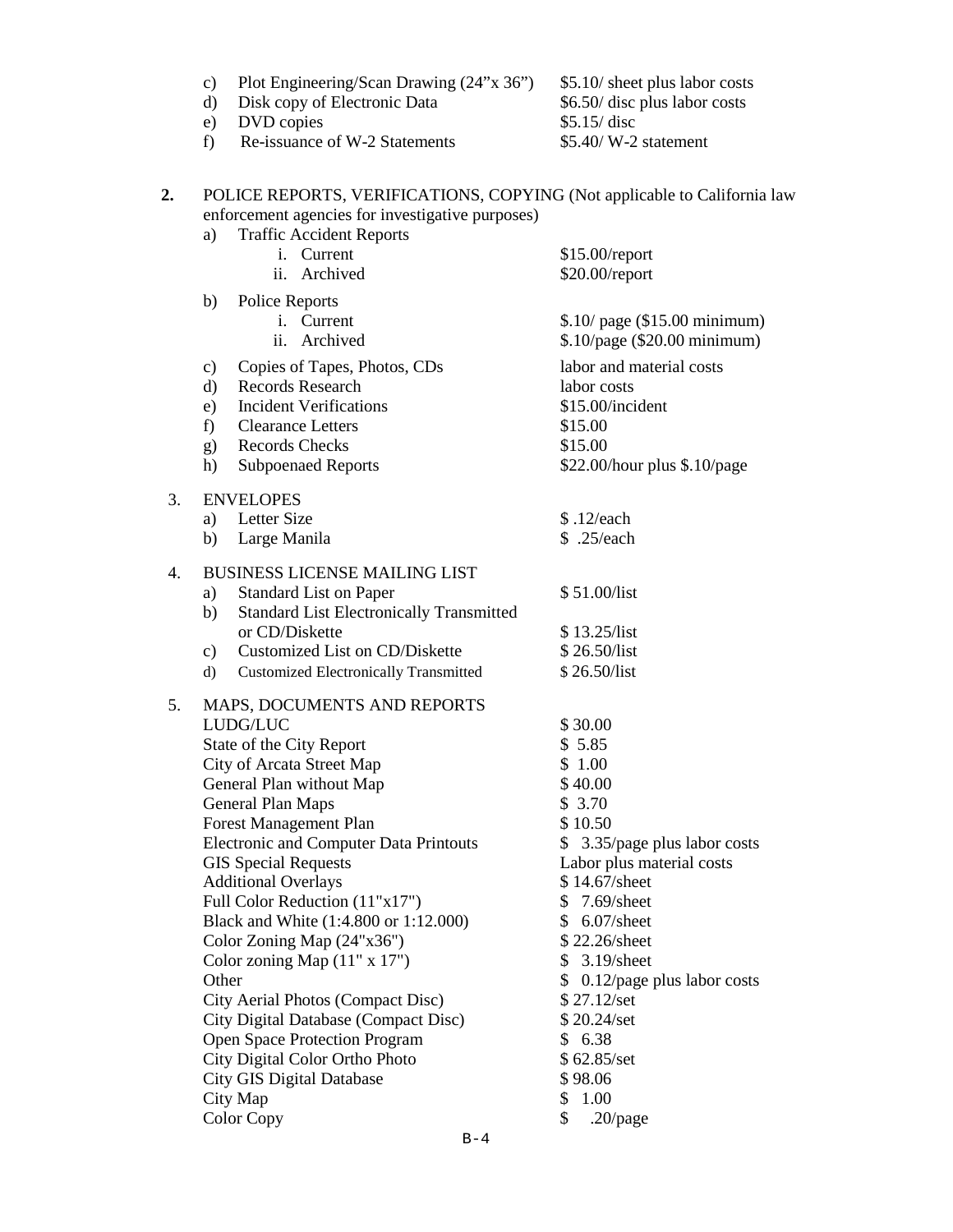c) Plot Engineering/Scan Drawing (24"x 36") — $5.10/ sheet plus labor costs
d) Disk copy of Electronic Data — $6.50/ disc plus labor costs
e) DVD copies — $5.15/ disc
f) Re-issuance of W-2 Statements — $5.40/ W-2 statement

**2.** POLICE REPORTS, VERIFICATIONS, COPYING (Not applicable to California law enforcement agencies for investigative purposes)

| | |
|---|---|
| a) Traffic Accident Reports | |
| i. Current | $15.00/report |
| ii. Archived | $20.00/report |
| b) Police Reports | |
| i. Current | $.10/ page ($15.00 minimum) |
| ii. Archived | $.10/page ($20.00 minimum) |
| c) Copies of Tapes, Photos, CDs | labor and material costs |
| d) Records Research | labor costs |
| e) Incident Verifications | $15.00/incident |
| f) Clearance Letters | $15.00 |
| g) Records Checks | $15.00 |
| h) Subpoenaed Reports | $22.00/hour plus $.10/page |

3. ENVELOPES

| | |
|---|---|
| a) Letter Size | $ .12/each |
| b) Large Manila | $ .25/each |

4. BUSINESS LICENSE MAILING LIST

| | |
|---|---|
| a) Standard List on Paper | $ 51.00/list |
| b) Standard List Electronically Transmitted or CD/Diskette | $ 13.25/list |
| c) Customized List on CD/Diskette | $ 26.50/list |
| d) Customized Electronically Transmitted | $ 26.50/list |

5. MAPS, DOCUMENTS AND REPORTS

| | |
|---|---|
| LUDG/LUC | $ 30.00 |
| State of the City Report | $ 5.85 |
| City of Arcata Street Map | $ 1.00 |
| General Plan without Map | $ 40.00 |
| General Plan Maps | $ 3.70 |
| Forest Management Plan | $ 10.50 |
| Electronic and Computer Data Printouts | $ 3.35/page plus labor costs |
| GIS Special Requests | Labor plus material costs |
| Additional Overlays | $ 14.67/sheet |
| Full Color Reduction (11"x17") | $ 7.69/sheet |
| Black and White (1:4.800 or 1:12.000) | $ 6.07/sheet |
| Color Zoning Map (24"x36") | $ 22.26/sheet |
| Color zoning Map (11" x 17") | $ 3.19/sheet |
| Other | $ 0.12/page plus labor costs |
| City Aerial Photos (Compact Disc) | $ 27.12/set |
| City Digital Database (Compact Disc) | $ 20.24/set |
| Open Space Protection Program | $ 6.38 |
| City Digital Color Ortho Photo | $ 62.85/set |
| City GIS Digital Database | $ 98.06 |
| City Map | $ 1.00 |
| Color Copy | $ .20/page |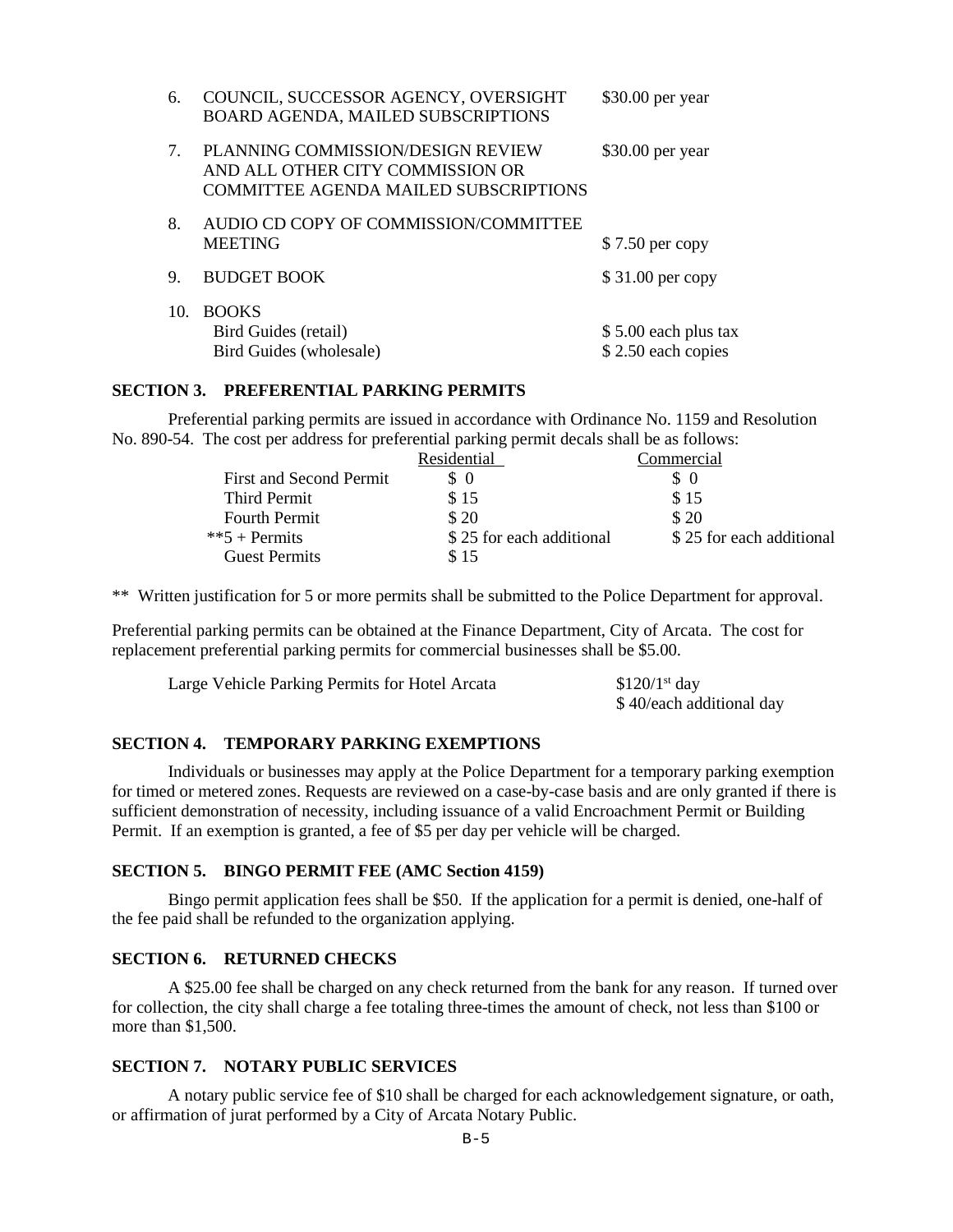6. COUNCIL, SUCCESSOR AGENCY, OVERSIGHT BOARD AGENDA, MAILED SUBSCRIPTIONS — $30.00 per year

7. PLANNING COMMISSION/DESIGN REVIEW AND ALL OTHER CITY COMMISSION OR COMMITTEE AGENDA MAILED SUBSCRIPTIONS — $30.00 per year

8. AUDIO CD COPY OF COMMISSION/COMMITTEE MEETING — $ 7.50 per copy

9. BUDGET BOOK — $ 31.00 per copy

10. BOOKS
    - Bird Guides (retail) — $ 5.00 each plus tax
    - Bird Guides (wholesale) — $ 2.50 each copies

### SECTION 3. PREFERENTIAL PARKING PERMITS

Preferential parking permits are issued in accordance with Ordinance No. 1159 and Resolution No. 890-54. The cost per address for preferential parking permit decals shall be as follows:

| | Residential | Commercial |
|---|---|---|
| First and Second Permit | $ 0 | $ 0 |
| Third Permit | $ 15 | $ 15 |
| Fourth Permit | $ 20 | $ 20 |
| **5 + Permits | $ 25 for each additional | $ 25 for each additional |
| Guest Permits | $ 15 | |

** Written justification for 5 or more permits shall be submitted to the Police Department for approval.

Preferential parking permits can be obtained at the Finance Department, City of Arcata. The cost for replacement preferential parking permits for commercial businesses shall be $5.00.

Large Vehicle Parking Permits for Hotel Arcata — $120/1st day; $ 40/each additional day

### SECTION 4. TEMPORARY PARKING EXEMPTIONS

Individuals or businesses may apply at the Police Department for a temporary parking exemption for timed or metered zones. Requests are reviewed on a case-by-case basis and are only granted if there is sufficient demonstration of necessity, including issuance of a valid Encroachment Permit or Building Permit. If an exemption is granted, a fee of $5 per day per vehicle will be charged.

### SECTION 5. BINGO PERMIT FEE (AMC Section 4159)

Bingo permit application fees shall be $50. If the application for a permit is denied, one-half of the fee paid shall be refunded to the organization applying.

### SECTION 6. RETURNED CHECKS

A $25.00 fee shall be charged on any check returned from the bank for any reason. If turned over for collection, the city shall charge a fee totaling three-times the amount of check, not less than $100 or more than $1,500.

### SECTION 7. NOTARY PUBLIC SERVICES

A notary public service fee of $10 shall be charged for each acknowledgement signature, or oath, or affirmation of jurat performed by a City of Arcata Notary Public.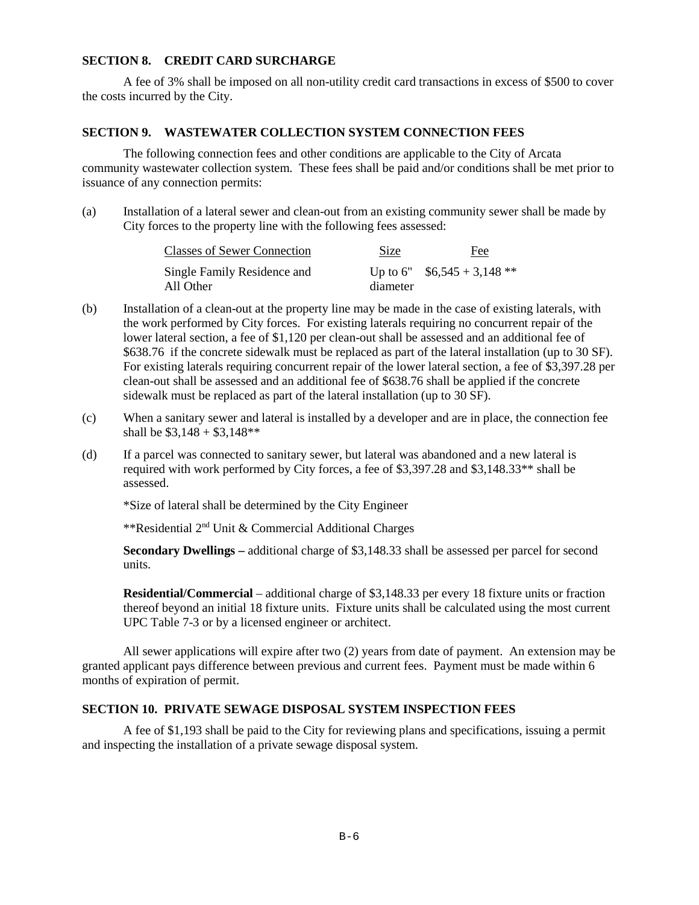## SECTION 8. CREDIT CARD SURCHARGE

A fee of 3% shall be imposed on all non-utility credit card transactions in excess of $500 to cover the costs incurred by the City.

## SECTION 9. WASTEWATER COLLECTION SYSTEM CONNECTION FEES

The following connection fees and other conditions are applicable to the City of Arcata community wastewater collection system. These fees shall be paid and/or conditions shall be met prior to issuance of any connection permits:

(a) Installation of a lateral sewer and clean-out from an existing community sewer shall be made by City forces to the property line with the following fees assessed:

| Classes of Sewer Connection | Size | Fee |
|---|---|---|
| Single Family Residence and All Other | Up to 6" diameter | $6,545 + 3,148 ** |

(b) Installation of a clean-out at the property line may be made in the case of existing laterals, with the work performed by City forces. For existing laterals requiring no concurrent repair of the lower lateral section, a fee of $1,120 per clean-out shall be assessed and an additional fee of $638.76 if the concrete sidewalk must be replaced as part of the lateral installation (up to 30 SF). For existing laterals requiring concurrent repair of the lower lateral section, a fee of $3,397.28 per clean-out shall be assessed and an additional fee of $638.76 shall be applied if the concrete sidewalk must be replaced as part of the lateral installation (up to 30 SF).

(c) When a sanitary sewer and lateral is installed by a developer and are in place, the connection fee shall be $3,148 + $3,148**

(d) If a parcel was connected to sanitary sewer, but lateral was abandoned and a new lateral is required with work performed by City forces, a fee of $3,397.28 and $3,148.33** shall be assessed.

*Size of lateral shall be determined by the City Engineer

**Residential 2nd Unit & Commercial Additional Charges

**Secondary Dwellings –** additional charge of $3,148.33 shall be assessed per parcel for second units.

**Residential/Commercial** – additional charge of $3,148.33 per every 18 fixture units or fraction thereof beyond an initial 18 fixture units. Fixture units shall be calculated using the most current UPC Table 7-3 or by a licensed engineer or architect.

All sewer applications will expire after two (2) years from date of payment. An extension may be granted applicant pays difference between previous and current fees. Payment must be made within 6 months of expiration of permit.

## SECTION 10. PRIVATE SEWAGE DISPOSAL SYSTEM INSPECTION FEES

A fee of $1,193 shall be paid to the City for reviewing plans and specifications, issuing a permit and inspecting the installation of a private sewage disposal system.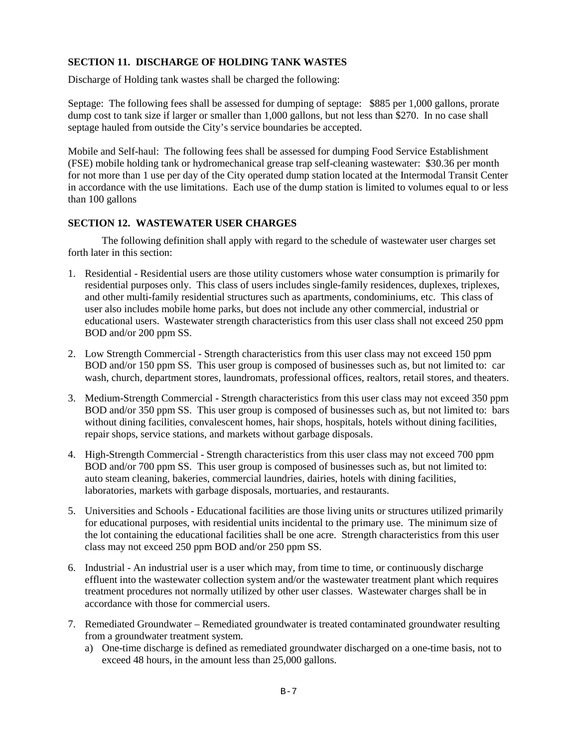## SECTION 11. DISCHARGE OF HOLDING TANK WASTES

Discharge of Holding tank wastes shall be charged the following:

Septage: The following fees shall be assessed for dumping of septage: $885 per 1,000 gallons, prorate dump cost to tank size if larger or smaller than 1,000 gallons, but not less than $270. In no case shall septage hauled from outside the City's service boundaries be accepted.

Mobile and Self-haul: The following fees shall be assessed for dumping Food Service Establishment (FSE) mobile holding tank or hydromechanical grease trap self-cleaning wastewater: $30.36 per month for not more than 1 use per day of the City operated dump station located at the Intermodal Transit Center in accordance with the use limitations. Each use of the dump station is limited to volumes equal to or less than 100 gallons

## SECTION 12. WASTEWATER USER CHARGES

The following definition shall apply with regard to the schedule of wastewater user charges set forth later in this section:

1. Residential - Residential users are those utility customers whose water consumption is primarily for residential purposes only. This class of users includes single-family residences, duplexes, triplexes, and other multi-family residential structures such as apartments, condominiums, etc. This class of user also includes mobile home parks, but does not include any other commercial, industrial or educational users. Wastewater strength characteristics from this user class shall not exceed 250 ppm BOD and/or 200 ppm SS.
2. Low Strength Commercial - Strength characteristics from this user class may not exceed 150 ppm BOD and/or 150 ppm SS. This user group is composed of businesses such as, but not limited to: car wash, church, department stores, laundromats, professional offices, realtors, retail stores, and theaters.
3. Medium-Strength Commercial - Strength characteristics from this user class may not exceed 350 ppm BOD and/or 350 ppm SS. This user group is composed of businesses such as, but not limited to: bars without dining facilities, convalescent homes, hair shops, hospitals, hotels without dining facilities, repair shops, service stations, and markets without garbage disposals.
4. High-Strength Commercial - Strength characteristics from this user class may not exceed 700 ppm BOD and/or 700 ppm SS. This user group is composed of businesses such as, but not limited to: auto steam cleaning, bakeries, commercial laundries, dairies, hotels with dining facilities, laboratories, markets with garbage disposals, mortuaries, and restaurants.
5. Universities and Schools - Educational facilities are those living units or structures utilized primarily for educational purposes, with residential units incidental to the primary use. The minimum size of the lot containing the educational facilities shall be one acre. Strength characteristics from this user class may not exceed 250 ppm BOD and/or 250 ppm SS.
6. Industrial - An industrial user is a user which may, from time to time, or continuously discharge effluent into the wastewater collection system and/or the wastewater treatment plant which requires treatment procedures not normally utilized by other user classes. Wastewater charges shall be in accordance with those for commercial users.
7. Remediated Groundwater – Remediated groundwater is treated contaminated groundwater resulting from a groundwater treatment system.
   a) One-time discharge is defined as remediated groundwater discharged on a one-time basis, not to exceed 48 hours, in the amount less than 25,000 gallons.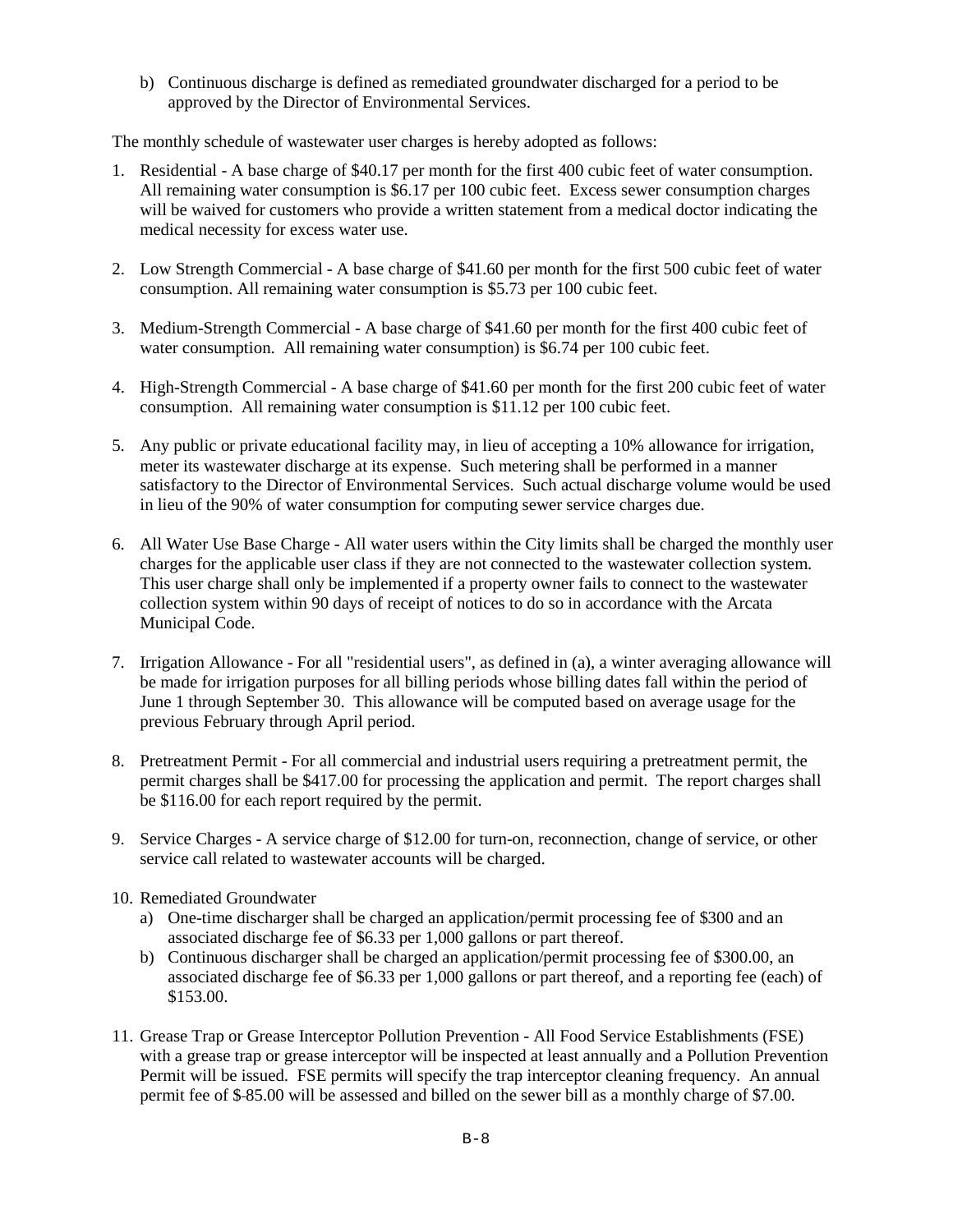b) Continuous discharge is defined as remediated groundwater discharged for a period to be approved by the Director of Environmental Services.

The monthly schedule of wastewater user charges is hereby adopted as follows:

1. Residential - A base charge of $40.17 per month for the first 400 cubic feet of water consumption. All remaining water consumption is $6.17 per 100 cubic feet. Excess sewer consumption charges will be waived for customers who provide a written statement from a medical doctor indicating the medical necessity for excess water use.

2. Low Strength Commercial - A base charge of $41.60 per month for the first 500 cubic feet of water consumption. All remaining water consumption is $5.73 per 100 cubic feet.

3. Medium-Strength Commercial - A base charge of $41.60 per month for the first 400 cubic feet of water consumption. All remaining water consumption) is $6.74 per 100 cubic feet.

4. High-Strength Commercial - A base charge of $41.60 per month for the first 200 cubic feet of water consumption. All remaining water consumption is $11.12 per 100 cubic feet.

5. Any public or private educational facility may, in lieu of accepting a 10% allowance for irrigation, meter its wastewater discharge at its expense. Such metering shall be performed in a manner satisfactory to the Director of Environmental Services. Such actual discharge volume would be used in lieu of the 90% of water consumption for computing sewer service charges due.

6. All Water Use Base Charge - All water users within the City limits shall be charged the monthly user charges for the applicable user class if they are not connected to the wastewater collection system. This user charge shall only be implemented if a property owner fails to connect to the wastewater collection system within 90 days of receipt of notices to do so in accordance with the Arcata Municipal Code.

7. Irrigation Allowance - For all "residential users", as defined in (a), a winter averaging allowance will be made for irrigation purposes for all billing periods whose billing dates fall within the period of June 1 through September 30. This allowance will be computed based on average usage for the previous February through April period.

8. Pretreatment Permit - For all commercial and industrial users requiring a pretreatment permit, the permit charges shall be $417.00 for processing the application and permit. The report charges shall be $116.00 for each report required by the permit.

9. Service Charges - A service charge of $12.00 for turn-on, reconnection, change of service, or other service call related to wastewater accounts will be charged.

10. Remediated Groundwater
    a) One-time discharger shall be charged an application/permit processing fee of $300 and an associated discharge fee of $6.33 per 1,000 gallons or part thereof.
    b) Continuous discharger shall be charged an application/permit processing fee of $300.00, an associated discharge fee of $6.33 per 1,000 gallons or part thereof, and a reporting fee (each) of $153.00.

11. Grease Trap or Grease Interceptor Pollution Prevention - All Food Service Establishments (FSE) with a grease trap or grease interceptor will be inspected at least annually and a Pollution Prevention Permit will be issued. FSE permits will specify the trap interceptor cleaning frequency. An annual permit fee of $-85.00 will be assessed and billed on the sewer bill as a monthly charge of $7.00.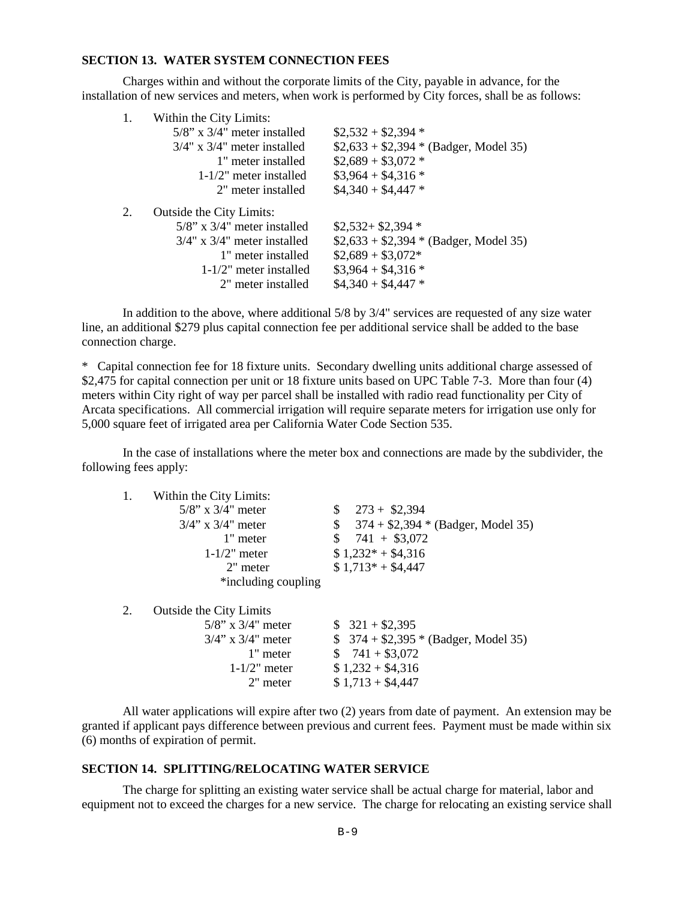## SECTION 13. WATER SYSTEM CONNECTION FEES

Charges within and without the corporate limits of the City, payable in advance, for the installation of new services and meters, when work is performed by City forces, shall be as follows:

1. Within the City Limits:

| | |
|---|---|
| 5/8” x 3/4" meter installed | $2,532 + $2,394 * |
| 3/4" x 3/4" meter installed | $2,633 + $2,394 * (Badger, Model 35) |
| 1" meter installed | $2,689 + $3,072 * |
| 1-1/2" meter installed | $3,964 + $4,316 * |
| 2" meter installed | $4,340 + $4,447 * |

2. Outside the City Limits:

| | |
|---|---|
| 5/8” x 3/4" meter installed | $2,532+ $2,394 * |
| 3/4" x 3/4" meter installed | $2,633 + $2,394 * (Badger, Model 35) |
| 1" meter installed | $2,689 + $3,072* |
| 1-1/2" meter installed | $3,964 + $4,316 * |
| 2" meter installed | $4,340 + $4,447 * |

In addition to the above, where additional 5/8 by 3/4" services are requested of any size water line, an additional $279 plus capital connection fee per additional service shall be added to the base connection charge.

\* Capital connection fee for 18 fixture units. Secondary dwelling units additional charge assessed of $2,475 for capital connection per unit or 18 fixture units based on UPC Table 7-3. More than four (4) meters within City right of way per parcel shall be installed with radio read functionality per City of Arcata specifications. All commercial irrigation will require separate meters for irrigation use only for 5,000 square feet of irrigated area per California Water Code Section 535.

In the case of installations where the meter box and connections are made by the subdivider, the following fees apply:

1. Within the City Limits:

| | |
|---|---|
| 5/8” x 3/4" meter | $ 273 + $2,394 |
| 3/4” x 3/4" meter | $ 374 + $2,394 * (Badger, Model 35) |
| 1" meter | $ 741 + $3,072 |
| 1-1/2" meter | $ 1,232* + $4,316 |
| 2" meter | $ 1,713* + $4,447 |
| *including coupling | |

2. Outside the City Limits

| | |
|---|---|
| 5/8” x 3/4" meter | $ 321 + $2,395 |
| 3/4” x 3/4" meter | $ 374 + $2,395 * (Badger, Model 35) |
| 1" meter | $ 741 + $3,072 |
| 1-1/2" meter | $ 1,232 + $4,316 |
| 2" meter | $ 1,713 + $4,447 |

All water applications will expire after two (2) years from date of payment. An extension may be granted if applicant pays difference between previous and current fees. Payment must be made within six (6) months of expiration of permit.

## SECTION 14. SPLITTING/RELOCATING WATER SERVICE

The charge for splitting an existing water service shall be actual charge for material, labor and equipment not to exceed the charges for a new service. The charge for relocating an existing service shall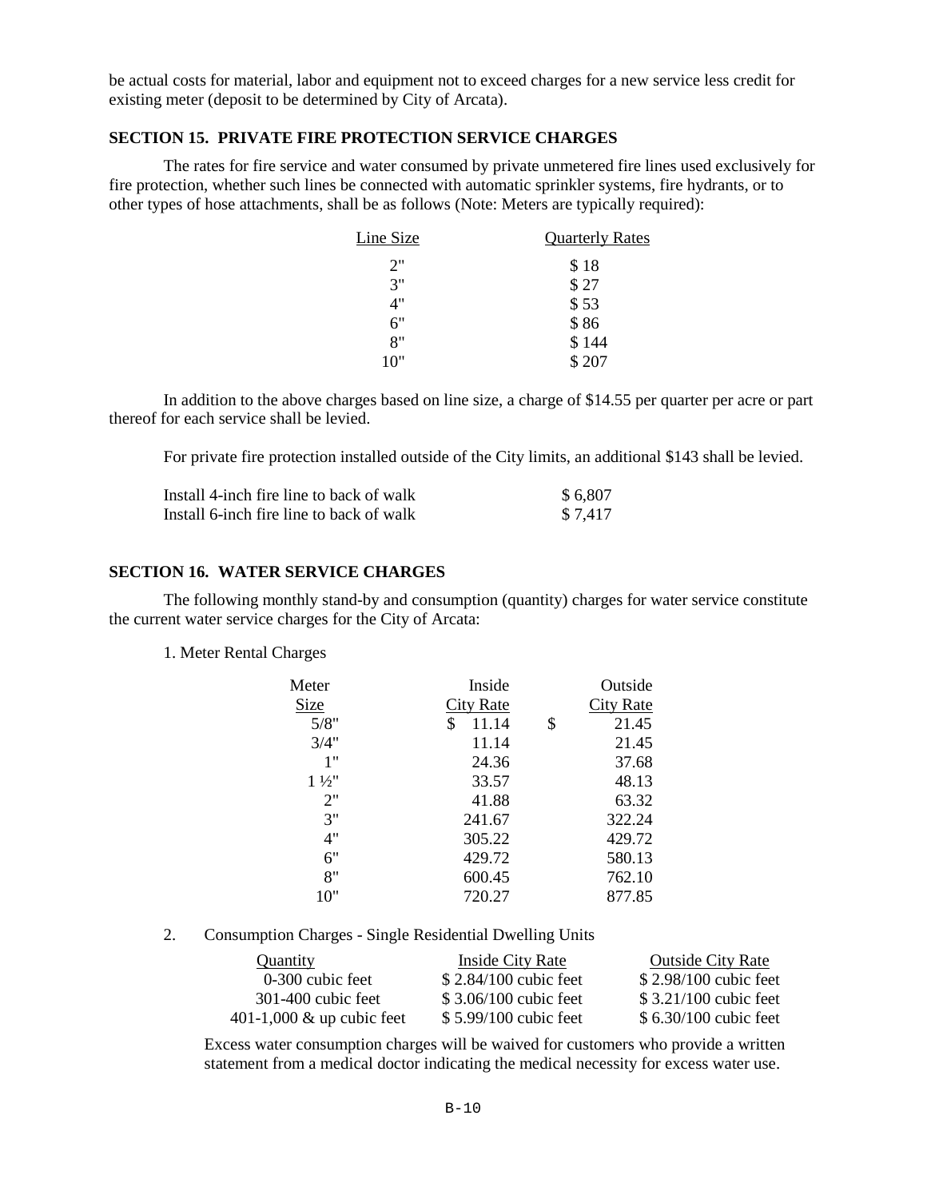be actual costs for material, labor and equipment not to exceed charges for a new service less credit for existing meter (deposit to be determined by City of Arcata).

### SECTION 15. PRIVATE FIRE PROTECTION SERVICE CHARGES

The rates for fire service and water consumed by private unmetered fire lines used exclusively for fire protection, whether such lines be connected with automatic sprinkler systems, fire hydrants, or to other types of hose attachments, shall be as follows (Note: Meters are typically required):

| Line Size | Quarterly Rates |
|---|---|
| 2" | $ 18 |
| 3" | $ 27 |
| 4" | $ 53 |
| 6" | $ 86 |
| 8" | $ 144 |
| 10" | $ 207 |

In addition to the above charges based on line size, a charge of $14.55 per quarter per acre or part thereof for each service shall be levied.

For private fire protection installed outside of the City limits, an additional $143 shall be levied.

| | |
|---|---|
| Install 4-inch fire line to back of walk | $ 6,807 |
| Install 6-inch fire line to back of walk | $ 7,417 |

### SECTION 16. WATER SERVICE CHARGES

The following monthly stand-by and consumption (quantity) charges for water service constitute the current water service charges for the City of Arcata:

1. Meter Rental Charges

| Meter Size | Inside City Rate | Outside City Rate |
|---|---|---|
| 5/8" | $ 11.14 | $ 21.45 |
| 3/4" | 11.14 | 21.45 |
| 1" | 24.36 | 37.68 |
| 1 ½" | 33.57 | 48.13 |
| 2" | 41.88 | 63.32 |
| 3" | 241.67 | 322.24 |
| 4" | 305.22 | 429.72 |
| 6" | 429.72 | 580.13 |
| 8" | 600.45 | 762.10 |
| 10" | 720.27 | 877.85 |

2. Consumption Charges - Single Residential Dwelling Units

| Quantity | Inside City Rate | Outside City Rate |
|---|---|---|
| 0-300 cubic feet | $ 2.84/100 cubic feet | $ 2.98/100 cubic feet |
| 301-400 cubic feet | $ 3.06/100 cubic feet | $ 3.21/100 cubic feet |
| 401-1,000 & up cubic feet | $ 5.99/100 cubic feet | $ 6.30/100 cubic feet |

Excess water consumption charges will be waived for customers who provide a written statement from a medical doctor indicating the medical necessity for excess water use.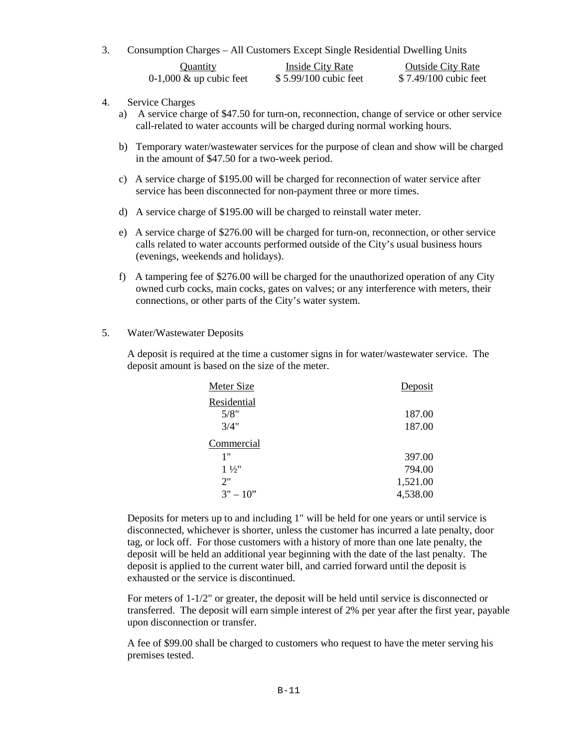3. Consumption Charges – All Customers Except Single Residential Dwelling Units

| Quantity | Inside City Rate | Outside City Rate |
| --- | --- | --- |
| 0-1,000 & up cubic feet | $ 5.99/100 cubic feet | $ 7.49/100 cubic feet |

4. Service Charges
   a) A service charge of $47.50 for turn-on, reconnection, change of service or other service call-related to water accounts will be charged during normal working hours.

   b) Temporary water/wastewater services for the purpose of clean and show will be charged in the amount of $47.50 for a two-week period.

   c) A service charge of $195.00 will be charged for reconnection of water service after service has been disconnected for non-payment three or more times.

   d) A service charge of $195.00 will be charged to reinstall water meter.

   e) A service charge of $276.00 will be charged for turn-on, reconnection, or other service calls related to water accounts performed outside of the City's usual business hours (evenings, weekends and holidays).

   f) A tampering fee of $276.00 will be charged for the unauthorized operation of any City owned curb cocks, main cocks, gates on valves; or any interference with meters, their connections, or other parts of the City's water system.

5. Water/Wastewater Deposits

   A deposit is required at the time a customer signs in for water/wastewater service. The deposit amount is based on the size of the meter.

| Meter Size | Deposit |
| --- | --- |
| Residential | |
| 5/8" | 187.00 |
| 3/4" | 187.00 |
| Commercial | |
| 1" | 397.00 |
| 1 ½" | 794.00 |
| 2" | 1,521.00 |
| 3" – 10" | 4,538.00 |

   Deposits for meters up to and including 1" will be held for one years or until service is disconnected, whichever is shorter, unless the customer has incurred a late penalty, door tag, or lock off. For those customers with a history of more than one late penalty, the deposit will be held an additional year beginning with the date of the last penalty. The deposit is applied to the current water bill, and carried forward until the deposit is exhausted or the service is discontinued.

   For meters of 1-1/2" or greater, the deposit will be held until service is disconnected or transferred. The deposit will earn simple interest of 2% per year after the first year, payable upon disconnection or transfer.

   A fee of $99.00 shall be charged to customers who request to have the meter serving his premises tested.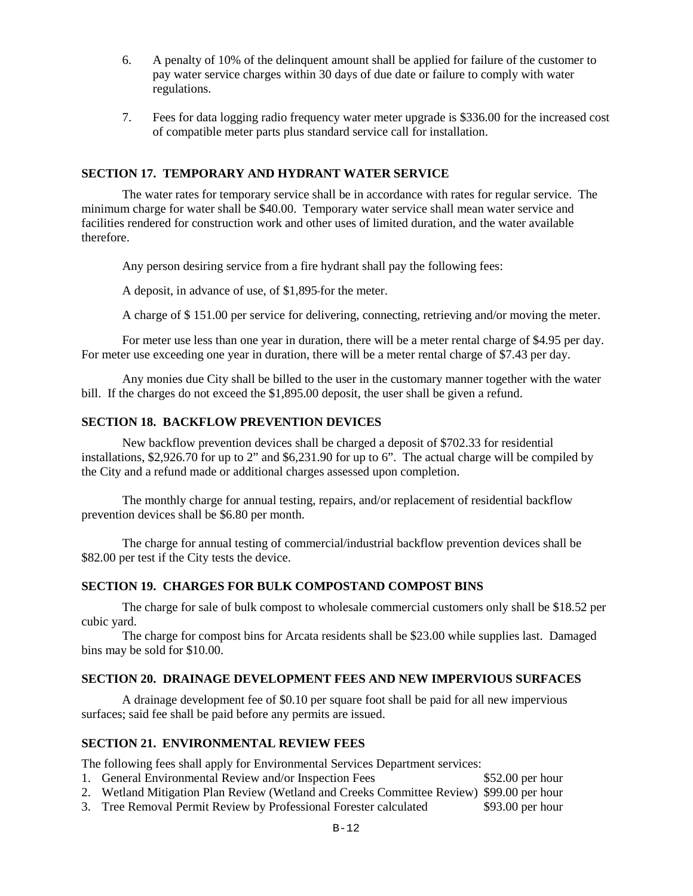6. A penalty of 10% of the delinquent amount shall be applied for failure of the customer to pay water service charges within 30 days of due date or failure to comply with water regulations.

7. Fees for data logging radio frequency water meter upgrade is $336.00 for the increased cost of compatible meter parts plus standard service call for installation.

## SECTION 17. TEMPORARY AND HYDRANT WATER SERVICE

The water rates for temporary service shall be in accordance with rates for regular service. The minimum charge for water shall be $40.00. Temporary water service shall mean water service and facilities rendered for construction work and other uses of limited duration, and the water available therefore.

Any person desiring service from a fire hydrant shall pay the following fees:

A deposit, in advance of use, of $1,895 for the meter.

A charge of $ 151.00 per service for delivering, connecting, retrieving and/or moving the meter.

For meter use less than one year in duration, there will be a meter rental charge of $4.95 per day. For meter use exceeding one year in duration, there will be a meter rental charge of $7.43 per day.

Any monies due City shall be billed to the user in the customary manner together with the water bill. If the charges do not exceed the $1,895.00 deposit, the user shall be given a refund.

## SECTION 18. BACKFLOW PREVENTION DEVICES

New backflow prevention devices shall be charged a deposit of $702.33 for residential installations, $2,926.70 for up to 2" and $6,231.90 for up to 6". The actual charge will be compiled by the City and a refund made or additional charges assessed upon completion.

The monthly charge for annual testing, repairs, and/or replacement of residential backflow prevention devices shall be $6.80 per month.

The charge for annual testing of commercial/industrial backflow prevention devices shall be $82.00 per test if the City tests the device.

## SECTION 19. CHARGES FOR BULK COMPOSTAND COMPOST BINS

The charge for sale of bulk compost to wholesale commercial customers only shall be $18.52 per cubic yard.

The charge for compost bins for Arcata residents shall be $23.00 while supplies last. Damaged bins may be sold for $10.00.

## SECTION 20. DRAINAGE DEVELOPMENT FEES AND NEW IMPERVIOUS SURFACES

A drainage development fee of $0.10 per square foot shall be paid for all new impervious surfaces; said fee shall be paid before any permits are issued.

## SECTION 21. ENVIRONMENTAL REVIEW FEES

The following fees shall apply for Environmental Services Department services:

1. General Environmental Review and/or Inspection Fees — $52.00 per hour
2. Wetland Mitigation Plan Review (Wetland and Creeks Committee Review) — $99.00 per hour
3. Tree Removal Permit Review by Professional Forester calculated — $93.00 per hour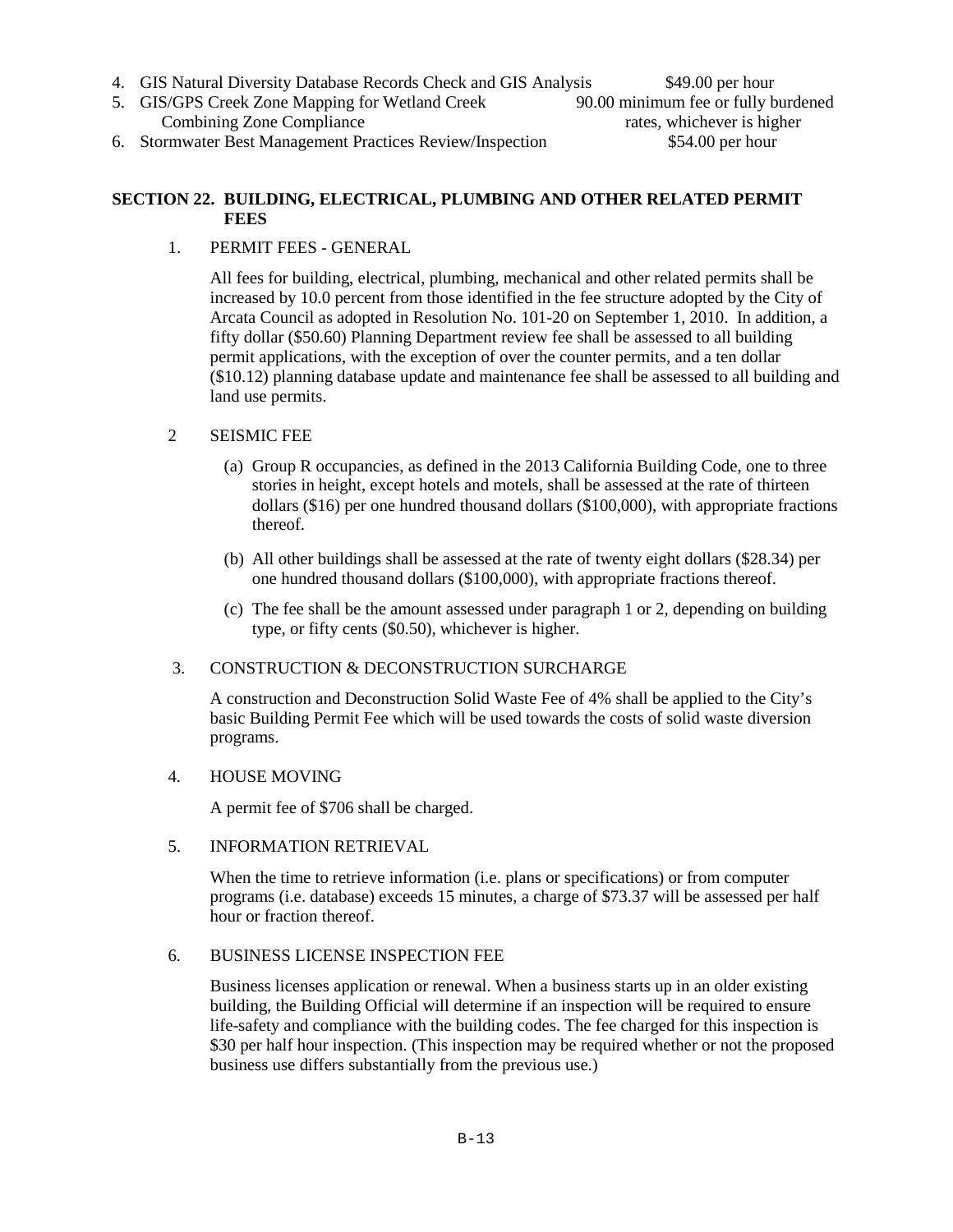4. GIS Natural Diversity Database Records Check and GIS Analysis — $49.00 per hour
5. GIS/GPS Creek Zone Mapping for Wetland Creek Combining Zone Compliance — 90.00 minimum fee or fully burdened rates, whichever is higher
6. Stormwater Best Management Practices Review/Inspection — $54.00 per hour

## SECTION 22. BUILDING, ELECTRICAL, PLUMBING AND OTHER RELATED PERMIT FEES

1. PERMIT FEES - GENERAL

   All fees for building, electrical, plumbing, mechanical and other related permits shall be increased by 10.0 percent from those identified in the fee structure adopted by the City of Arcata Council as adopted in Resolution No. 101-20 on September 1, 2010. In addition, a fifty dollar ($50.60) Planning Department review fee shall be assessed to all building permit applications, with the exception of over the counter permits, and a ten dollar ($10.12) planning database update and maintenance fee shall be assessed to all building and land use permits.

2 SEISMIC FEE

   (a) Group R occupancies, as defined in the 2013 California Building Code, one to three stories in height, except hotels and motels, shall be assessed at the rate of thirteen dollars ($16) per one hundred thousand dollars ($100,000), with appropriate fractions thereof.

   (b) All other buildings shall be assessed at the rate of twenty eight dollars ($28.34) per one hundred thousand dollars ($100,000), with appropriate fractions thereof.

   (c) The fee shall be the amount assessed under paragraph 1 or 2, depending on building type, or fifty cents ($0.50), whichever is higher.

3. CONSTRUCTION & DECONSTRUCTION SURCHARGE

   A construction and Deconstruction Solid Waste Fee of 4% shall be applied to the City's basic Building Permit Fee which will be used towards the costs of solid waste diversion programs.

4. HOUSE MOVING

   A permit fee of $706 shall be charged.

5. INFORMATION RETRIEVAL

   When the time to retrieve information (i.e. plans or specifications) or from computer programs (i.e. database) exceeds 15 minutes, a charge of $73.37 will be assessed per half hour or fraction thereof.

6. BUSINESS LICENSE INSPECTION FEE

   Business licenses application or renewal. When a business starts up in an older existing building, the Building Official will determine if an inspection will be required to ensure life-safety and compliance with the building codes. The fee charged for this inspection is $30 per half hour inspection. (This inspection may be required whether or not the proposed business use differs substantially from the previous use.)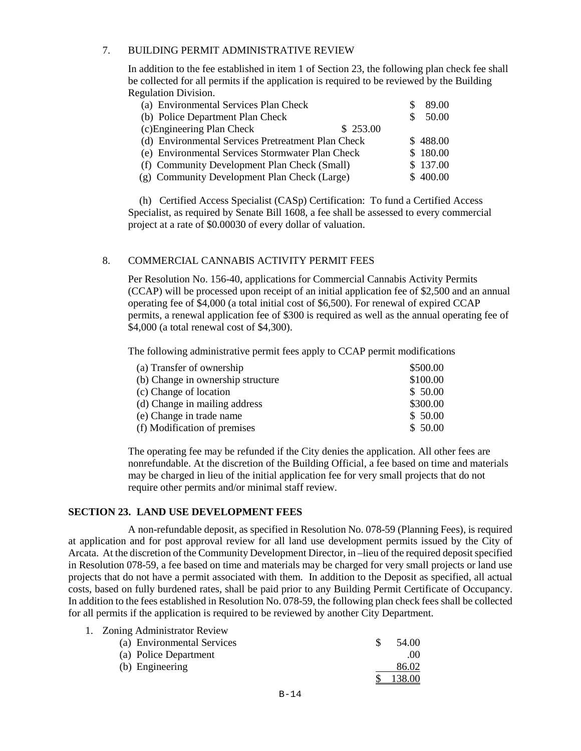7. BUILDING PERMIT ADMINISTRATIVE REVIEW

In addition to the fee established in item 1 of Section 23, the following plan check fee shall be collected for all permits if the application is required to be reviewed by the Building Regulation Division.

| | |
|---|---|
| (a) Environmental Services Plan Check | $ 89.00 |
| (b) Police Department Plan Check | $ 50.00 |
| (c) Engineering Plan Check | $ 253.00 |
| (d) Environmental Services Pretreatment Plan Check | $ 488.00 |
| (e) Environmental Services Stormwater Plan Check | $ 180.00 |
| (f) Community Development Plan Check (Small) | $ 137.00 |
| (g) Community Development Plan Check (Large) | $ 400.00 |

(h) Certified Access Specialist (CASp) Certification: To fund a Certified Access Specialist, as required by Senate Bill 1608, a fee shall be assessed to every commercial project at a rate of $0.00030 of every dollar of valuation.

8. COMMERCIAL CANNABIS ACTIVITY PERMIT FEES

Per Resolution No. 156-40, applications for Commercial Cannabis Activity Permits (CCAP) will be processed upon receipt of an initial application fee of $2,500 and an annual operating fee of $4,000 (a total initial cost of $6,500). For renewal of expired CCAP permits, a renewal application fee of $300 is required as well as the annual operating fee of $4,000 (a total renewal cost of $4,300).

The following administrative permit fees apply to CCAP permit modifications

| | |
|---|---|
| (a) Transfer of ownership | $500.00 |
| (b) Change in ownership structure | $100.00 |
| (c) Change of location | $ 50.00 |
| (d) Change in mailing address | $300.00 |
| (e) Change in trade name | $ 50.00 |
| (f) Modification of premises | $ 50.00 |

The operating fee may be refunded if the City denies the application. All other fees are nonrefundable. At the discretion of the Building Official, a fee based on time and materials may be charged in lieu of the initial application fee for very small projects that do not require other permits and/or minimal staff review.

## SECTION 23. LAND USE DEVELOPMENT FEES

A non-refundable deposit, as specified in Resolution No. 078-59 (Planning Fees), is required at application and for post approval review for all land use development permits issued by the City of Arcata. At the discretion of the Community Development Director, in –lieu of the required deposit specified in Resolution 078-59, a fee based on time and materials may be charged for very small projects or land use projects that do not have a permit associated with them. In addition to the Deposit as specified, all actual costs, based on fully burdened rates, shall be paid prior to any Building Permit Certificate of Occupancy. In addition to the fees established in Resolution No. 078-59, the following plan check fees shall be collected for all permits if the application is required to be reviewed by another City Department.

1. Zoning Administrator Review

| | |
|---|---|
| (a) Environmental Services | $ 54.00 |
| (a) Police Department | .00 |
| (b) Engineering | 86.02 |
| | $ 138.00 |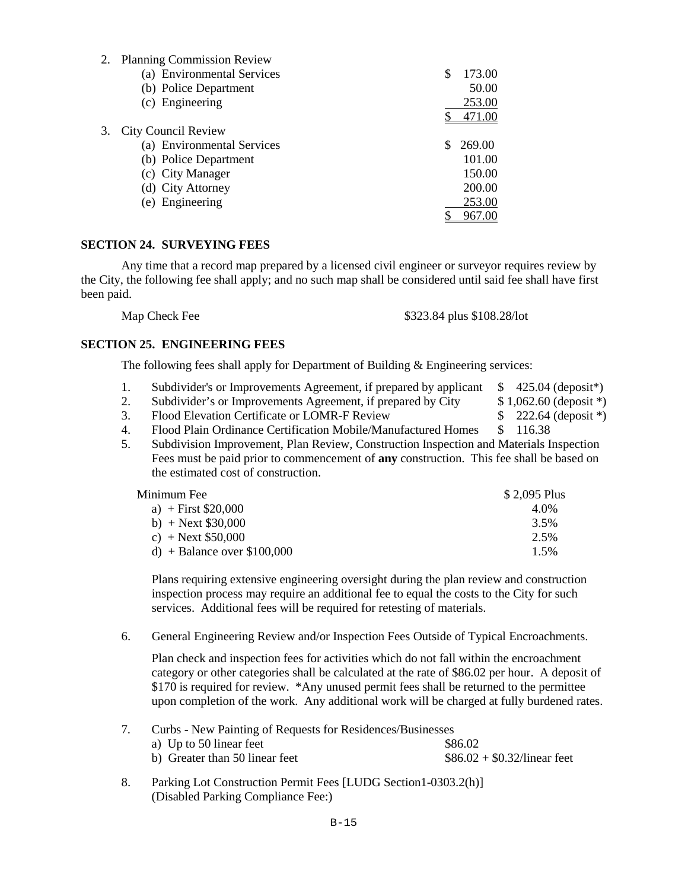2. Planning Commission Review

| | |
|---|---|
| (a) Environmental Services | $ 173.00 |
| (b) Police Department | 50.00 |
| (c) Engineering | 253.00 |
| | $ 471.00 |

3. City Council Review

| | |
|---|---|
| (a) Environmental Services | $ 269.00 |
| (b) Police Department | 101.00 |
| (c) City Manager | 150.00 |
| (d) City Attorney | 200.00 |
| (e) Engineering | 253.00 |
| | $ 967.00 |

## SECTION 24. SURVEYING FEES

Any time that a record map prepared by a licensed civil engineer or surveyor requires review by the City, the following fee shall apply; and no such map shall be considered until said fee shall have first been paid.

Map Check Fee — $323.84 plus $108.28/lot

## SECTION 25. ENGINEERING FEES

The following fees shall apply for Department of Building & Engineering services:

1. Subdivider's or Improvements Agreement, if prepared by applicant — $ 425.04 (deposit*)
2. Subdivider's or Improvements Agreement, if prepared by City — $ 1,062.60 (deposit *)
3. Flood Elevation Certificate or LOMR-F Review — $ 222.64 (deposit *)
4. Flood Plain Ordinance Certification Mobile/Manufactured Homes — $ 116.38
5. Subdivision Improvement, Plan Review, Construction Inspection and Materials Inspection Fees must be paid prior to commencement of **any** construction. This fee shall be based on the estimated cost of construction.

| | |
|---|---|
| Minimum Fee | $ 2,095 Plus |
| a) + First $20,000 | 4.0% |
| b) + Next $30,000 | 3.5% |
| c) + Next $50,000 | 2.5% |
| d) + Balance over $100,000 | 1.5% |

Plans requiring extensive engineering oversight during the plan review and construction inspection process may require an additional fee to equal the costs to the City for such services. Additional fees will be required for retesting of materials.

6. General Engineering Review and/or Inspection Fees Outside of Typical Encroachments.

Plan check and inspection fees for activities which do not fall within the encroachment category or other categories shall be calculated at the rate of $86.02 per hour. A deposit of $170 is required for review. *Any unused permit fees shall be returned to the permittee upon completion of the work. Any additional work will be charged at fully burdened rates.

7. Curbs - New Painting of Requests for Residences/Businesses
   - a) Up to 50 linear feet — $86.02
   - b) Greater than 50 linear feet — $86.02 + $0.32/linear feet

8. Parking Lot Construction Permit Fees [LUDG Section1-0303.2(h)] (Disabled Parking Compliance Fee:)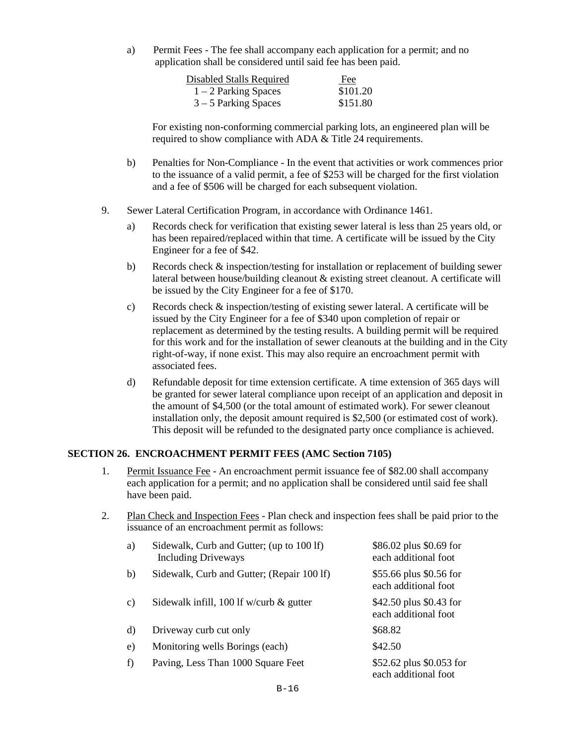a) Permit Fees - The fee shall accompany each application for a permit; and no application shall be considered until said fee has been paid.

| Disabled Stalls Required | Fee |
|---|---|
| 1 – 2 Parking Spaces | \$101.20 |
| 3 – 5 Parking Spaces | \$151.80 |

For existing non-conforming commercial parking lots, an engineered plan will be required to show compliance with ADA & Title 24 requirements.

b) Penalties for Non-Compliance - In the event that activities or work commences prior to the issuance of a valid permit, a fee of \$253 will be charged for the first violation and a fee of \$506 will be charged for each subsequent violation.

9. Sewer Lateral Certification Program, in accordance with Ordinance 1461.

   a) Records check for verification that existing sewer lateral is less than 25 years old, or has been repaired/replaced within that time. A certificate will be issued by the City Engineer for a fee of \$42.

   b) Records check & inspection/testing for installation or replacement of building sewer lateral between house/building cleanout & existing street cleanout. A certificate will be issued by the City Engineer for a fee of \$170.

   c) Records check & inspection/testing of existing sewer lateral. A certificate will be issued by the City Engineer for a fee of \$340 upon completion of repair or replacement as determined by the testing results. A building permit will be required for this work and for the installation of sewer cleanouts at the building and in the City right-of-way, if none exist. This may also require an encroachment permit with associated fees.

   d) Refundable deposit for time extension certificate. A time extension of 365 days will be granted for sewer lateral compliance upon receipt of an application and deposit in the amount of \$4,500 (or the total amount of estimated work). For sewer cleanout installation only, the deposit amount required is \$2,500 (or estimated cost of work). This deposit will be refunded to the designated party once compliance is achieved.

## SECTION 26. ENCROACHMENT PERMIT FEES (AMC Section 7105)

1. Permit Issuance Fee - An encroachment permit issuance fee of \$82.00 shall accompany each application for a permit; and no application shall be considered until said fee shall have been paid.

2. Plan Check and Inspection Fees - Plan check and inspection fees shall be paid prior to the issuance of an encroachment permit as follows:

| | | |
|---|---|---|
| a) | Sidewalk, Curb and Gutter; (up to 100 lf) Including Driveways | \$86.02 plus \$0.69 for each additional foot |
| b) | Sidewalk, Curb and Gutter; (Repair 100 lf) | \$55.66 plus \$0.56 for each additional foot |
| c) | Sidewalk infill, 100 lf w/curb & gutter | \$42.50 plus \$0.43 for each additional foot |
| d) | Driveway curb cut only | \$68.82 |
| e) | Monitoring wells Borings (each) | \$42.50 |
| f) | Paving, Less Than 1000 Square Feet | \$52.62 plus \$0.053 for each additional foot |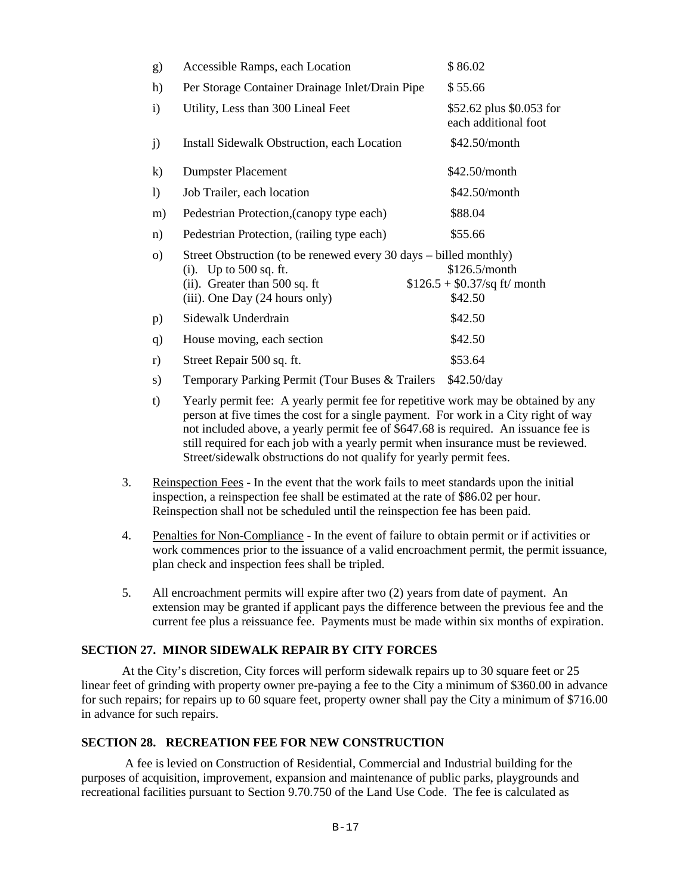| | | |
|---|---|---|
| g) | Accessible Ramps, each Location | $ 86.02 |
| h) | Per Storage Container Drainage Inlet/Drain Pipe | $ 55.66 |
| i) | Utility, Less than 300 Lineal Feet | $52.62 plus $0.053 for each additional foot |
| j) | Install Sidewalk Obstruction, each Location | $42.50/month |
| k) | Dumpster Placement | $42.50/month |
| l) | Job Trailer, each location | $42.50/month |
| m) | Pedestrian Protection,(canopy type each) | $88.04 |
| n) | Pedestrian Protection, (railing type each) | $55.66 |
| o) | Street Obstruction (to be renewed every 30 days – billed monthly) | |
| | (i). Up to 500 sq. ft. | $126.5/month |
| | (ii). Greater than 500 sq. ft | $126.5 + $0.37/sq ft/ month |
| | (iii). One Day (24 hours only) | $42.50 |
| p) | Sidewalk Underdrain | $42.50 |
| q) | House moving, each section | $42.50 |
| r) | Street Repair 500 sq. ft. | $53.64 |
| s) | Temporary Parking Permit (Tour Buses & Trailers | $42.50/day |

t) Yearly permit fee: A yearly permit fee for repetitive work may be obtained by any person at five times the cost for a single payment. For work in a City right of way not included above, a yearly permit fee of $647.68 is required. An issuance fee is still required for each job with a yearly permit when insurance must be reviewed. Street/sidewalk obstructions do not qualify for yearly permit fees.

3. Reinspection Fees - In the event that the work fails to meet standards upon the initial inspection, a reinspection fee shall be estimated at the rate of $86.02 per hour. Reinspection shall not be scheduled until the reinspection fee has been paid.

4. Penalties for Non-Compliance - In the event of failure to obtain permit or if activities or work commences prior to the issuance of a valid encroachment permit, the permit issuance, plan check and inspection fees shall be tripled.

5. All encroachment permits will expire after two (2) years from date of payment. An extension may be granted if applicant pays the difference between the previous fee and the current fee plus a reissuance fee. Payments must be made within six months of expiration.

## SECTION 27. MINOR SIDEWALK REPAIR BY CITY FORCES

At the City's discretion, City forces will perform sidewalk repairs up to 30 square feet or 25 linear feet of grinding with property owner pre-paying a fee to the City a minimum of $360.00 in advance for such repairs; for repairs up to 60 square feet, property owner shall pay the City a minimum of $716.00 in advance for such repairs.

## SECTION 28. RECREATION FEE FOR NEW CONSTRUCTION

A fee is levied on Construction of Residential, Commercial and Industrial building for the purposes of acquisition, improvement, expansion and maintenance of public parks, playgrounds and recreational facilities pursuant to Section 9.70.750 of the Land Use Code. The fee is calculated as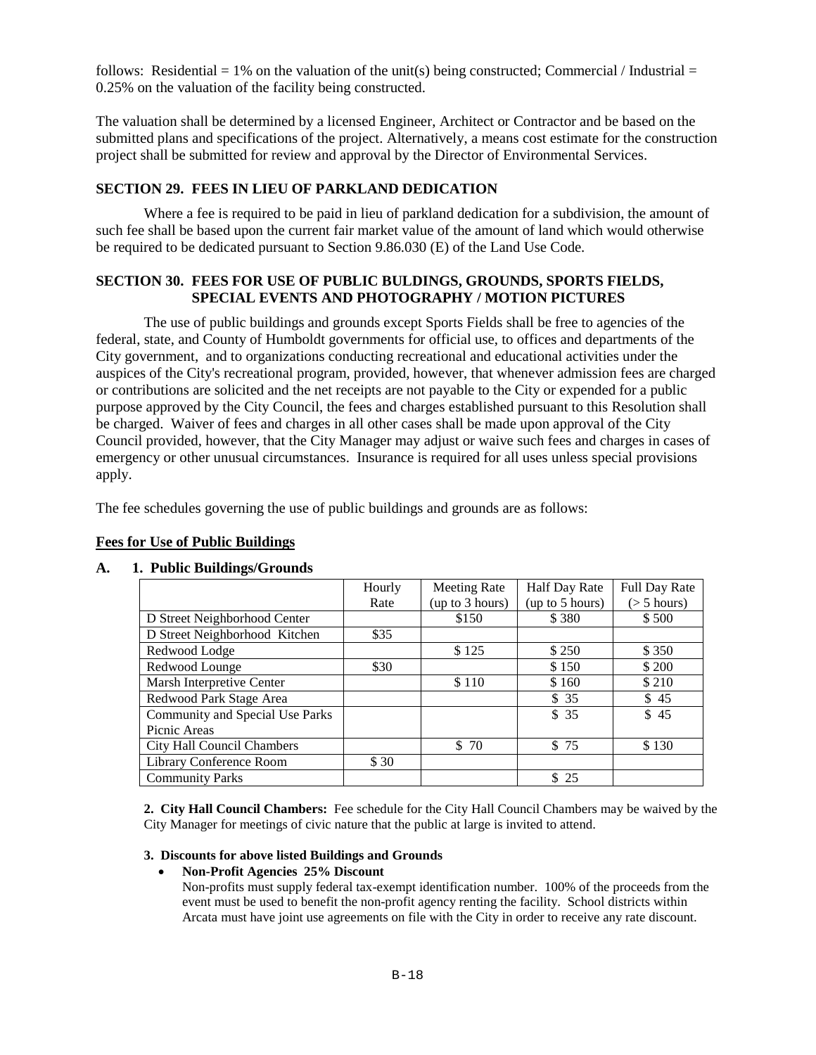follows: Residential = 1% on the valuation of the unit(s) being constructed; Commercial / Industrial = 0.25% on the valuation of the facility being constructed.

The valuation shall be determined by a licensed Engineer, Architect or Contractor and be based on the submitted plans and specifications of the project. Alternatively, a means cost estimate for the construction project shall be submitted for review and approval by the Director of Environmental Services.

## SECTION 29. FEES IN LIEU OF PARKLAND DEDICATION

Where a fee is required to be paid in lieu of parkland dedication for a subdivision, the amount of such fee shall be based upon the current fair market value of the amount of land which would otherwise be required to be dedicated pursuant to Section 9.86.030 (E) of the Land Use Code.

## SECTION 30. FEES FOR USE OF PUBLIC BULDINGS, GROUNDS, SPORTS FIELDS, SPECIAL EVENTS AND PHOTOGRAPHY / MOTION PICTURES

The use of public buildings and grounds except Sports Fields shall be free to agencies of the federal, state, and County of Humboldt governments for official use, to offices and departments of the City government, and to organizations conducting recreational and educational activities under the auspices of the City's recreational program, provided, however, that whenever admission fees are charged or contributions are solicited and the net receipts are not payable to the City or expended for a public purpose approved by the City Council, the fees and charges established pursuant to this Resolution shall be charged. Waiver of fees and charges in all other cases shall be made upon approval of the City Council provided, however, that the City Manager may adjust or waive such fees and charges in cases of emergency or other unusual circumstances. Insurance is required for all uses unless special provisions apply.

The fee schedules governing the use of public buildings and grounds are as follows:

**Fees for Use of Public Buildings**

**A. 1. Public Buildings/Grounds**

| | Hourly Rate | Meeting Rate (up to 3 hours) | Half Day Rate (up to 5 hours) | Full Day Rate (> 5 hours) |
|---|---|---|---|---|
| D Street Neighborhood Center | | $150 | $ 380 | $ 500 |
| D Street Neighborhood Kitchen | $35 | | | |
| Redwood Lodge | | $ 125 | $ 250 | $ 350 |
| Redwood Lounge | $30 | | $ 150 | $ 200 |
| Marsh Interpretive Center | | $ 110 | $ 160 | $ 210 |
| Redwood Park Stage Area | | | $ 35 | $ 45 |
| Community and Special Use Parks Picnic Areas | | | $ 35 | $ 45 |
| City Hall Council Chambers | | $ 70 | $ 75 | $ 130 |
| Library Conference Room | $ 30 | | | |
| Community Parks | | | $ 25 | |

**2. City Hall Council Chambers:** Fee schedule for the City Hall Council Chambers may be waived by the City Manager for meetings of civic nature that the public at large is invited to attend.

**3. Discounts for above listed Buildings and Grounds**

- **Non-Profit Agencies 25% Discount**
  Non-profits must supply federal tax-exempt identification number. 100% of the proceeds from the event must be used to benefit the non-profit agency renting the facility. School districts within Arcata must have joint use agreements on file with the City in order to receive any rate discount.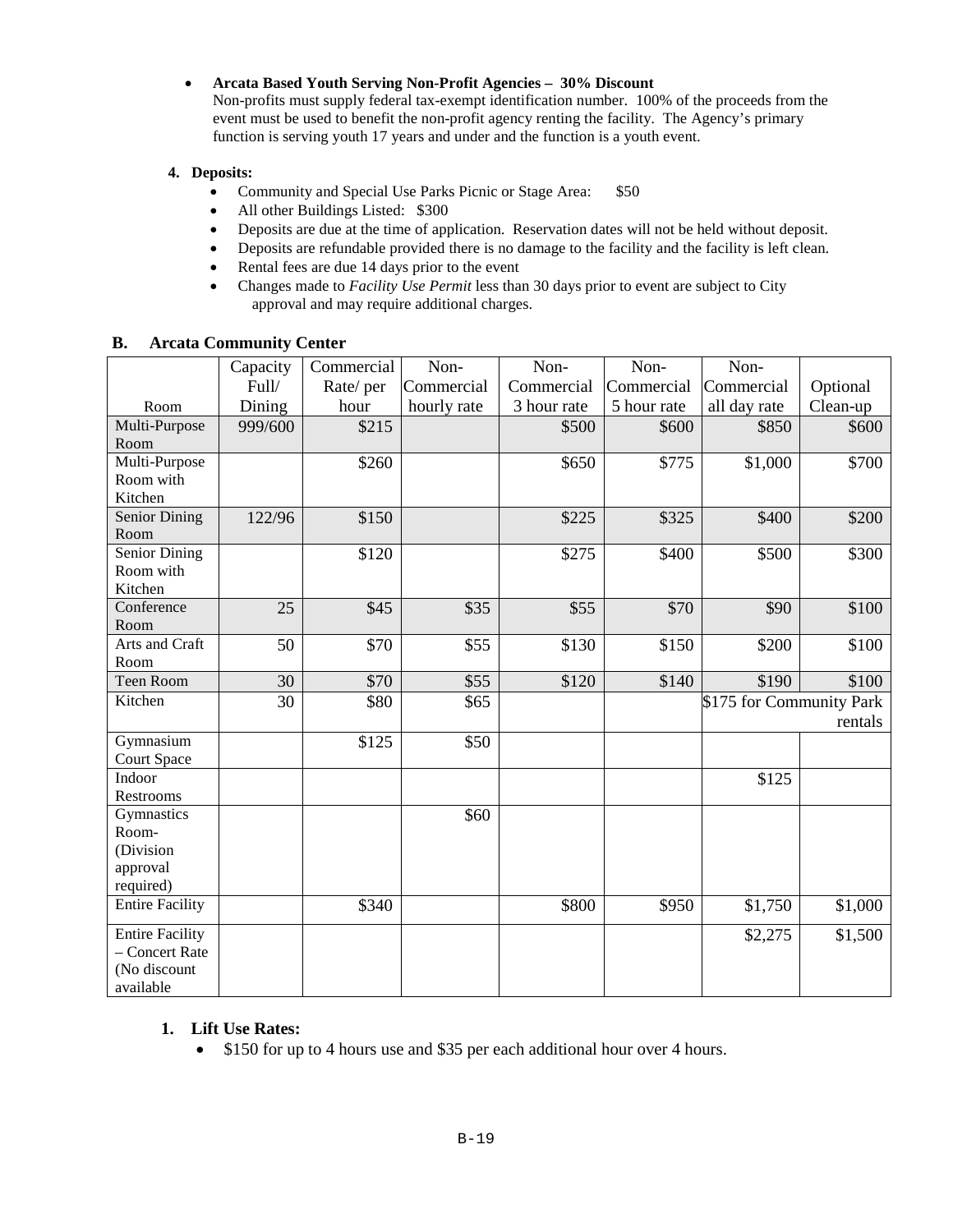- **Arcata Based Youth Serving Non-Profit Agencies – 30% Discount**
  Non-profits must supply federal tax-exempt identification number. 100% of the proceeds from the event must be used to benefit the non-profit agency renting the facility. The Agency's primary function is serving youth 17 years and under and the function is a youth event.

**4. Deposits:**

- Community and Special Use Parks Picnic or Stage Area: $50
- All other Buildings Listed: $300
- Deposits are due at the time of application. Reservation dates will not be held without deposit.
- Deposits are refundable provided there is no damage to the facility and the facility is left clean.
- Rental fees are due 14 days prior to the event
- Changes made to *Facility Use Permit* less than 30 days prior to event are subject to City approval and may require additional charges.

## B. Arcata Community Center

| Room | Capacity Full/ Dining | Commercial Rate/ per hour | Non-Commercial hourly rate | Non-Commercial 3 hour rate | Non-Commercial 5 hour rate | Non-Commercial all day rate | Optional Clean-up |
|---|---|---|---|---|---|---|---|
| Multi-Purpose Room | 999/600 | $215 | | $500 | $600 | $850 | $600 |
| Multi-Purpose Room with Kitchen | | $260 | | $650 | $775 | $1,000 | $700 |
| Senior Dining Room | 122/96 | $150 | | $225 | $325 | $400 | $200 |
| Senior Dining Room with Kitchen | | $120 | | $275 | $400 | $500 | $300 |
| Conference Room | 25 | $45 | $35 | $55 | $70 | $90 | $100 |
| Arts and Craft Room | 50 | $70 | $55 | $130 | $150 | $200 | $100 |
| Teen Room | 30 | $70 | $55 | $120 | $140 | $190 | $100 |
| Kitchen | 30 | $80 | $65 | | | $175 for Community Park rentals | |
| Gymnasium Court Space | | $125 | $50 | | | | |
| Indoor Restrooms | | | | | | $125 | |
| Gymnastics Room- (Division approval required) | | | $60 | | | | |
| Entire Facility | | $340 | | $800 | $950 | $1,750 | $1,000 |
| Entire Facility – Concert Rate (No discount available | | | | | | $2,275 | $1,500 |

**1. Lift Use Rates:**

- $150 for up to 4 hours use and $35 per each additional hour over 4 hours.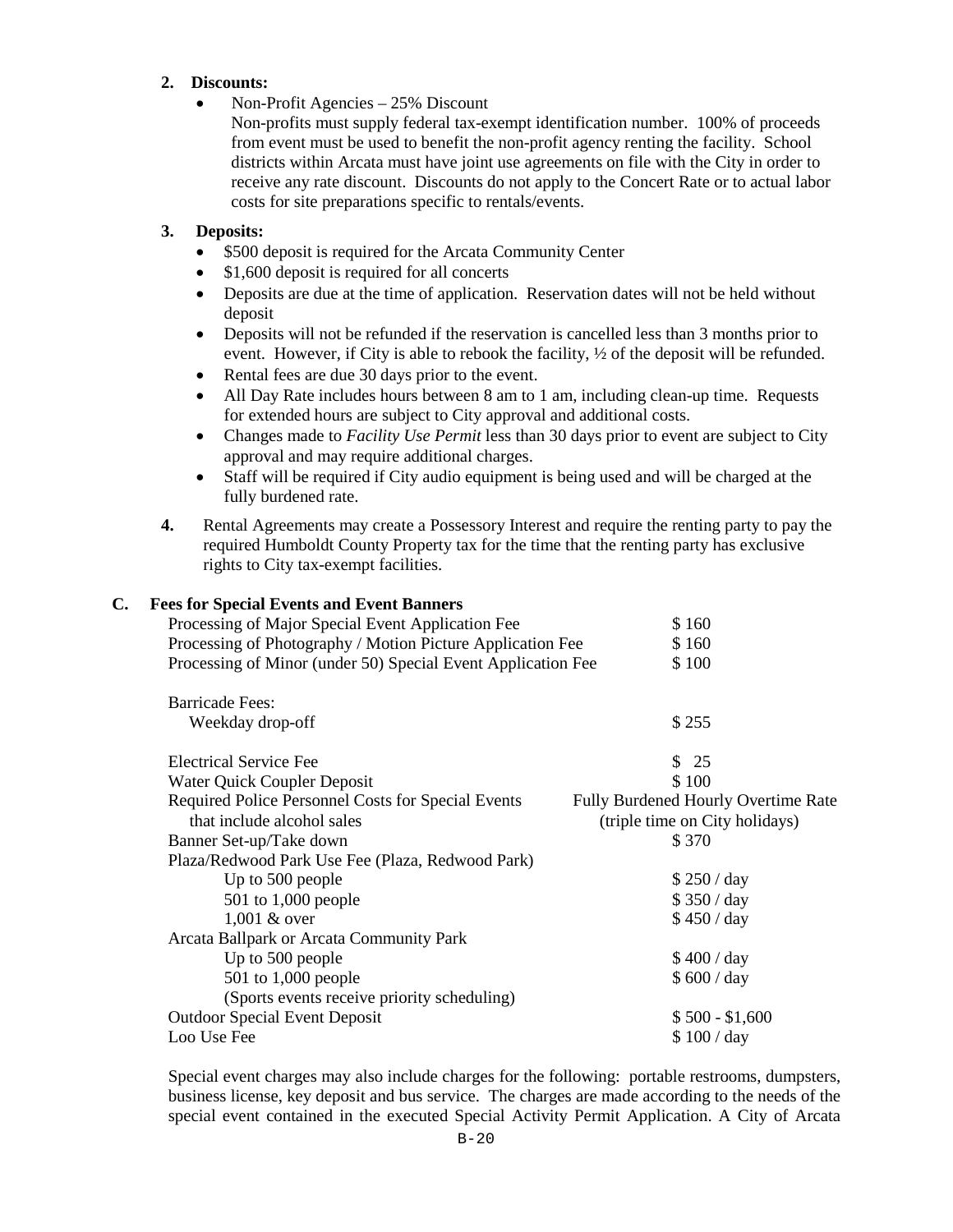2. **Discounts:**
   - Non-Profit Agencies – 25% Discount
     Non-profits must supply federal tax-exempt identification number. 100% of proceeds from event must be used to benefit the non-profit agency renting the facility. School districts within Arcata must have joint use agreements on file with the City in order to receive any rate discount. Discounts do not apply to the Concert Rate or to actual labor costs for site preparations specific to rentals/events.

3. **Deposits:**
   - $500 deposit is required for the Arcata Community Center
   - $1,600 deposit is required for all concerts
   - Deposits are due at the time of application. Reservation dates will not be held without deposit
   - Deposits will not be refunded if the reservation is cancelled less than 3 months prior to event. However, if City is able to rebook the facility, ½ of the deposit will be refunded.
   - Rental fees are due 30 days prior to the event.
   - All Day Rate includes hours between 8 am to 1 am, including clean-up time. Requests for extended hours are subject to City approval and additional costs.
   - Changes made to *Facility Use Permit* less than 30 days prior to event are subject to City approval and may require additional charges.
   - Staff will be required if City audio equipment is being used and will be charged at the fully burdened rate.

4. Rental Agreements may create a Possessory Interest and require the renting party to pay the required Humboldt County Property tax for the time that the renting party has exclusive rights to City tax-exempt facilities.

## C. Fees for Special Events and Event Banners

| | |
|---|---|
| Processing of Major Special Event Application Fee | $ 160 |
| Processing of Photography / Motion Picture Application Fee | $ 160 |
| Processing of Minor (under 50) Special Event Application Fee | $ 100 |
| Barricade Fees: | |
| Weekday drop-off | $ 255 |
| Electrical Service Fee | $ 25 |
| Water Quick Coupler Deposit | $ 100 |
| Required Police Personnel Costs for Special Events that include alcohol sales | Fully Burdened Hourly Overtime Rate (triple time on City holidays) |
| Banner Set-up/Take down | $ 370 |
| Plaza/Redwood Park Use Fee (Plaza, Redwood Park) | |
| Up to 500 people | $ 250 / day |
| 501 to 1,000 people | $ 350 / day |
| 1,001 & over | $ 450 / day |
| Arcata Ballpark or Arcata Community Park | |
| Up to 500 people | $ 400 / day |
| 501 to 1,000 people | $ 600 / day |
| (Sports events receive priority scheduling) | |
| Outdoor Special Event Deposit | $ 500 - $1,600 |
| Loo Use Fee | $ 100 / day |

Special event charges may also include charges for the following: portable restrooms, dumpsters, business license, key deposit and bus service. The charges are made according to the needs of the special event contained in the executed Special Activity Permit Application. A City of Arcata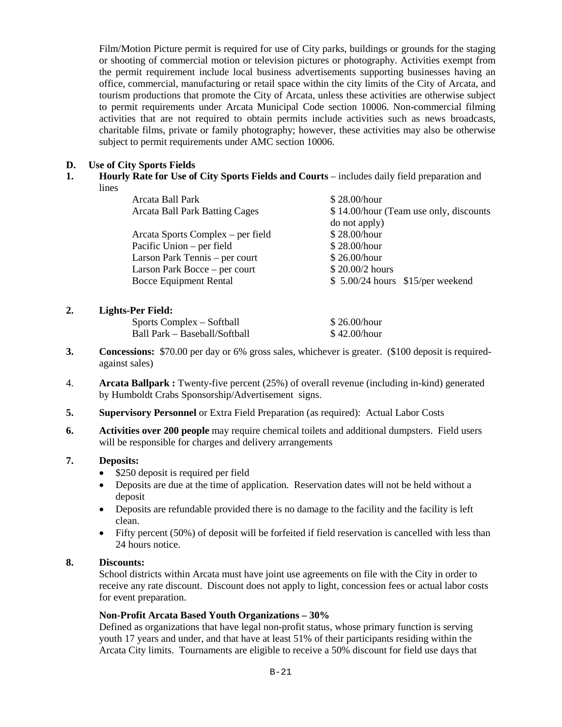Film/Motion Picture permit is required for use of City parks, buildings or grounds for the staging or shooting of commercial motion or television pictures or photography. Activities exempt from the permit requirement include local business advertisements supporting businesses having an office, commercial, manufacturing or retail space within the city limits of the City of Arcata, and tourism productions that promote the City of Arcata, unless these activities are otherwise subject to permit requirements under Arcata Municipal Code section 10006. Non-commercial filming activities that are not required to obtain permits include activities such as news broadcasts, charitable films, private or family photography; however, these activities may also be otherwise subject to permit requirements under AMC section 10006.

**D. Use of City Sports Fields**

**1. Hourly Rate for Use of City Sports Fields and Courts** – includes daily field preparation and lines

| | |
|---|---|
| Arcata Ball Park | $ 28.00/hour |
| Arcata Ball Park Batting Cages | $ 14.00/hour (Team use only, discounts do not apply) |
| Arcata Sports Complex – per field | $ 28.00/hour |
| Pacific Union – per field | $ 28.00/hour |
| Larson Park Tennis – per court | $ 26.00/hour |
| Larson Park Bocce – per court | $ 20.00/2 hours |
| Bocce Equipment Rental | $ 5.00/24 hours $15/per weekend |

**2. Lights-Per Field:**

| | |
|---|---|
| Sports Complex – Softball | $ 26.00/hour |
| Ball Park – Baseball/Softball | $ 42.00/hour |

**3. Concessions:** $70.00 per day or 6% gross sales, whichever is greater. ($100 deposit is required-against sales)

4. **Arcata Ballpark :** Twenty-five percent (25%) of overall revenue (including in-kind) generated by Humboldt Crabs Sponsorship/Advertisement signs.

**5. Supervisory Personnel** or Extra Field Preparation (as required): Actual Labor Costs

**6. Activities over 200 people** may require chemical toilets and additional dumpsters. Field users will be responsible for charges and delivery arrangements

**7. Deposits:**

- $250 deposit is required per field
- Deposits are due at the time of application. Reservation dates will not be held without a deposit
- Deposits are refundable provided there is no damage to the facility and the facility is left clean.
- Fifty percent (50%) of deposit will be forfeited if field reservation is cancelled with less than 24 hours notice.

**8. Discounts:**

School districts within Arcata must have joint use agreements on file with the City in order to receive any rate discount. Discount does not apply to light, concession fees or actual labor costs for event preparation.

**Non-Profit Arcata Based Youth Organizations – 30%**

Defined as organizations that have legal non-profit status, whose primary function is serving youth 17 years and under, and that have at least 51% of their participants residing within the Arcata City limits. Tournaments are eligible to receive a 50% discount for field use days that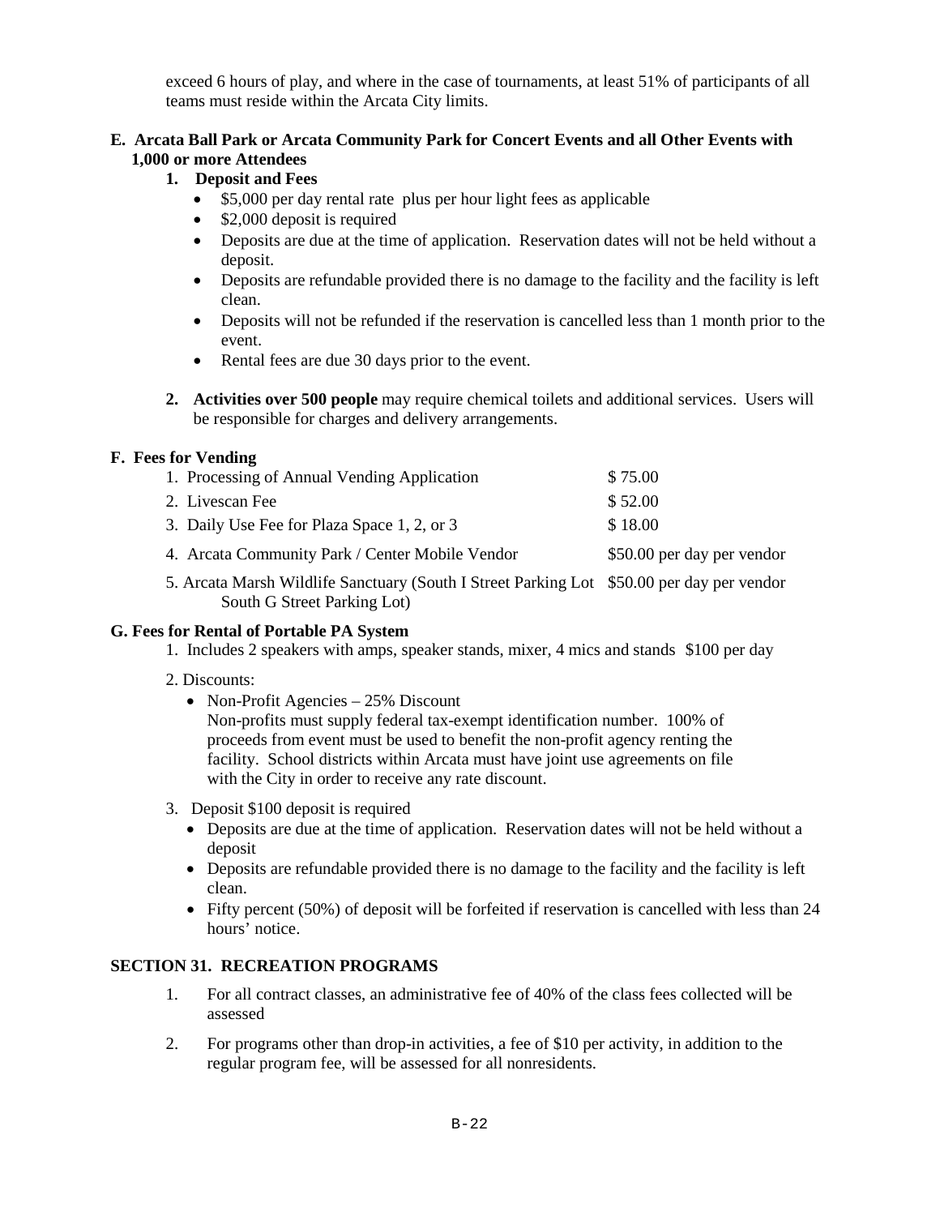exceed 6 hours of play, and where in the case of tournaments, at least 51% of participants of all teams must reside within the Arcata City limits.

**E. Arcata Ball Park or Arcata Community Park for Concert Events and all Other Events with 1,000 or more Attendees**

**1. Deposit and Fees**

- $5,000 per day rental rate plus per hour light fees as applicable
- $2,000 deposit is required
- Deposits are due at the time of application. Reservation dates will not be held without a deposit.
- Deposits are refundable provided there is no damage to the facility and the facility is left clean.
- Deposits will not be refunded if the reservation is cancelled less than 1 month prior to the event.
- Rental fees are due 30 days prior to the event.

**2. Activities over 500 people** may require chemical toilets and additional services. Users will be responsible for charges and delivery arrangements.

**F. Fees for Vending**

| | |
|---|---|
| 1. Processing of Annual Vending Application | $ 75.00 |
| 2. Livescan Fee | $ 52.00 |
| 3. Daily Use Fee for Plaza Space 1, 2, or 3 | $ 18.00 |
| 4. Arcata Community Park / Center Mobile Vendor | $50.00 per day per vendor |
| 5. Arcata Marsh Wildlife Sanctuary (South I Street Parking Lot South G Street Parking Lot) | $50.00 per day per vendor |

**G. Fees for Rental of Portable PA System**

1. Includes 2 speakers with amps, speaker stands, mixer, 4 mics and stands $100 per day

2. Discounts:
   - Non-Profit Agencies – 25% Discount
     Non-profits must supply federal tax-exempt identification number. 100% of proceeds from event must be used to benefit the non-profit agency renting the facility. School districts within Arcata must have joint use agreements on file with the City in order to receive any rate discount.

3. Deposit $100 deposit is required
   - Deposits are due at the time of application. Reservation dates will not be held without a deposit
   - Deposits are refundable provided there is no damage to the facility and the facility is left clean.
   - Fifty percent (50%) of deposit will be forfeited if reservation is cancelled with less than 24 hours' notice.

**SECTION 31. RECREATION PROGRAMS**

1. For all contract classes, an administrative fee of 40% of the class fees collected will be assessed

2. For programs other than drop-in activities, a fee of $10 per activity, in addition to the regular program fee, will be assessed for all nonresidents.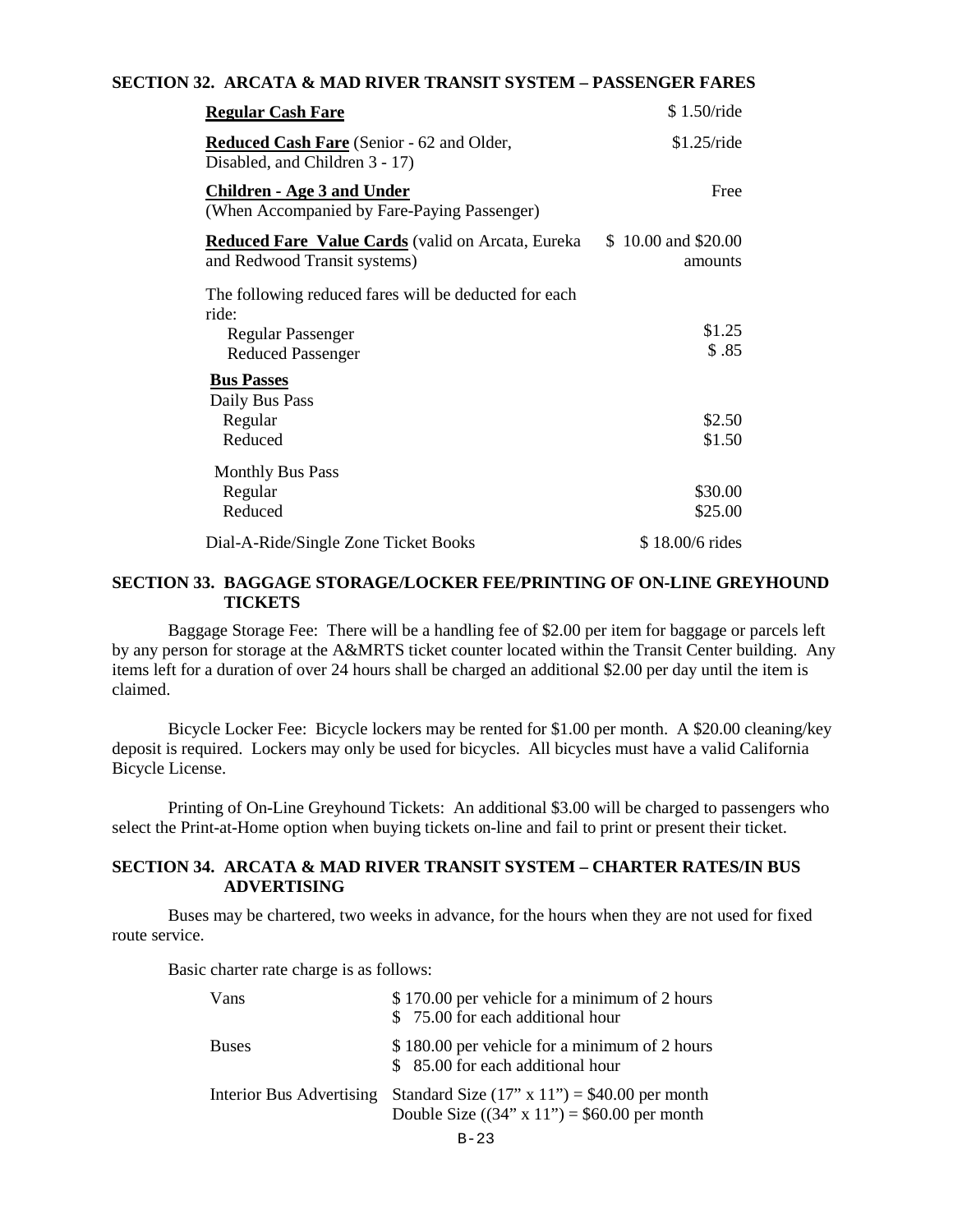### SECTION 32. ARCATA & MAD RIVER TRANSIT SYSTEM – PASSENGER FARES

| | |
|---|---|
| **Regular Cash Fare** | $ 1.50/ride |
| **Reduced Cash Fare** (Senior - 62 and Older, Disabled, and Children 3 - 17) | $1.25/ride |
| **Children - Age 3 and Under** (When Accompanied by Fare-Paying Passenger) | Free |
| **Reduced Fare Value Cards** (valid on Arcata, Eureka and Redwood Transit systems) | $ 10.00 and $20.00 amounts |
| The following reduced fares will be deducted for each ride: | |
| Regular Passenger | $1.25 |
| Reduced Passenger | $ .85 |
| **Bus Passes** | |
| Daily Bus Pass | |
| Regular | $2.50 |
| Reduced | $1.50 |
| Monthly Bus Pass | |
| Regular | $30.00 |
| Reduced | $25.00 |
| Dial-A-Ride/Single Zone Ticket Books | $ 18.00/6 rides |

### SECTION 33. BAGGAGE STORAGE/LOCKER FEE/PRINTING OF ON-LINE GREYHOUND TICKETS

Baggage Storage Fee: There will be a handling fee of $2.00 per item for baggage or parcels left by any person for storage at the A&MRTS ticket counter located within the Transit Center building. Any items left for a duration of over 24 hours shall be charged an additional $2.00 per day until the item is claimed.

Bicycle Locker Fee: Bicycle lockers may be rented for $1.00 per month. A $20.00 cleaning/key deposit is required. Lockers may only be used for bicycles. All bicycles must have a valid California Bicycle License.

Printing of On-Line Greyhound Tickets: An additional $3.00 will be charged to passengers who select the Print-at-Home option when buying tickets on-line and fail to print or present their ticket.

### SECTION 34. ARCATA & MAD RIVER TRANSIT SYSTEM – CHARTER RATES/IN BUS ADVERTISING

Buses may be chartered, two weeks in advance, for the hours when they are not used for fixed route service.

Basic charter rate charge is as follows:

| | |
|---|---|
| Vans | $ 170.00 per vehicle for a minimum of 2 hours<br>$ 75.00 for each additional hour |
| Buses | $ 180.00 per vehicle for a minimum of 2 hours<br>$ 85.00 for each additional hour |
| Interior Bus Advertising | Standard Size (17" x 11") = $40.00 per month<br>Double Size ((34" x 11") = $60.00 per month |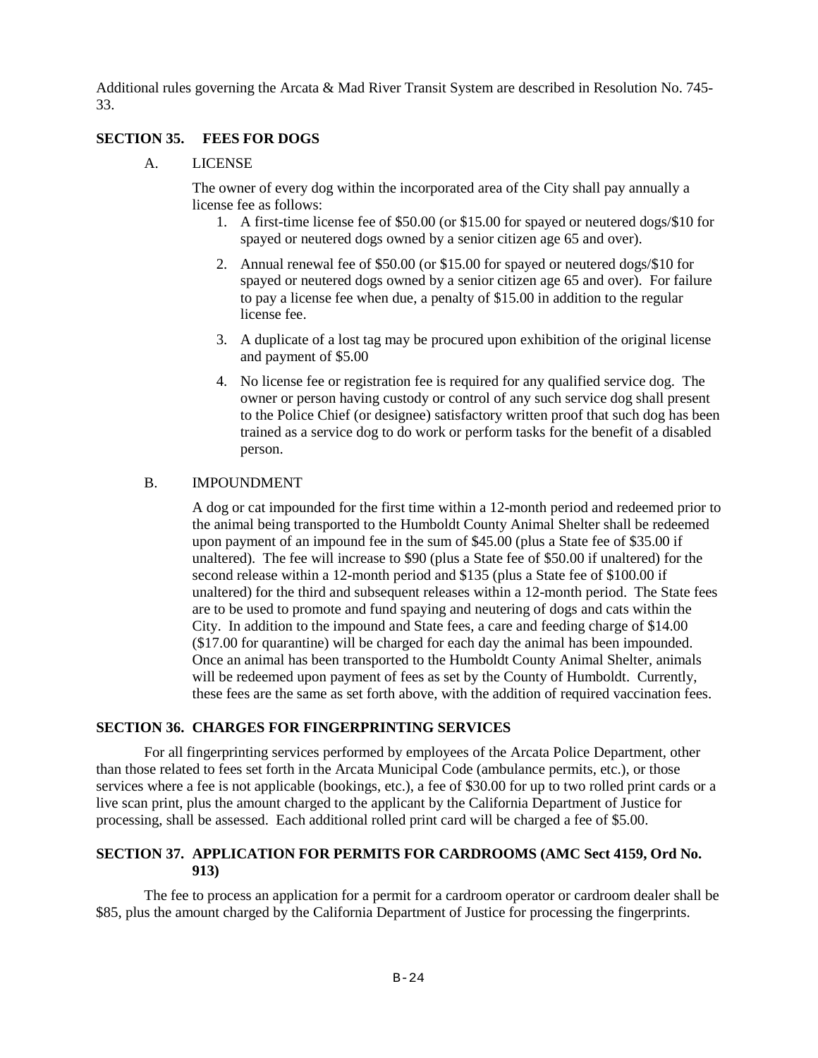Additional rules governing the Arcata & Mad River Transit System are described in Resolution No. 745-33.

## SECTION 35. FEES FOR DOGS

### A. LICENSE

The owner of every dog within the incorporated area of the City shall pay annually a license fee as follows:

1. A first-time license fee of $50.00 (or $15.00 for spayed or neutered dogs/$10 for spayed or neutered dogs owned by a senior citizen age 65 and over).
2. Annual renewal fee of $50.00 (or $15.00 for spayed or neutered dogs/$10 for spayed or neutered dogs owned by a senior citizen age 65 and over). For failure to pay a license fee when due, a penalty of $15.00 in addition to the regular license fee.
3. A duplicate of a lost tag may be procured upon exhibition of the original license and payment of $5.00
4. No license fee or registration fee is required for any qualified service dog. The owner or person having custody or control of any such service dog shall present to the Police Chief (or designee) satisfactory written proof that such dog has been trained as a service dog to do work or perform tasks for the benefit of a disabled person.

### B. IMPOUNDMENT

A dog or cat impounded for the first time within a 12-month period and redeemed prior to the animal being transported to the Humboldt County Animal Shelter shall be redeemed upon payment of an impound fee in the sum of $45.00 (plus a State fee of $35.00 if unaltered). The fee will increase to $90 (plus a State fee of $50.00 if unaltered) for the second release within a 12-month period and $135 (plus a State fee of $100.00 if unaltered) for the third and subsequent releases within a 12-month period. The State fees are to be used to promote and fund spaying and neutering of dogs and cats within the City. In addition to the impound and State fees, a care and feeding charge of $14.00 ($17.00 for quarantine) will be charged for each day the animal has been impounded. Once an animal has been transported to the Humboldt County Animal Shelter, animals will be redeemed upon payment of fees as set by the County of Humboldt. Currently, these fees are the same as set forth above, with the addition of required vaccination fees.

## SECTION 36. CHARGES FOR FINGERPRINTING SERVICES

For all fingerprinting services performed by employees of the Arcata Police Department, other than those related to fees set forth in the Arcata Municipal Code (ambulance permits, etc.), or those services where a fee is not applicable (bookings, etc.), a fee of $30.00 for up to two rolled print cards or a live scan print, plus the amount charged to the applicant by the California Department of Justice for processing, shall be assessed. Each additional rolled print card will be charged a fee of $5.00.

## SECTION 37. APPLICATION FOR PERMITS FOR CARDROOMS (AMC Sect 4159, Ord No. 913)

The fee to process an application for a permit for a cardroom operator or cardroom dealer shall be $85, plus the amount charged by the California Department of Justice for processing the fingerprints.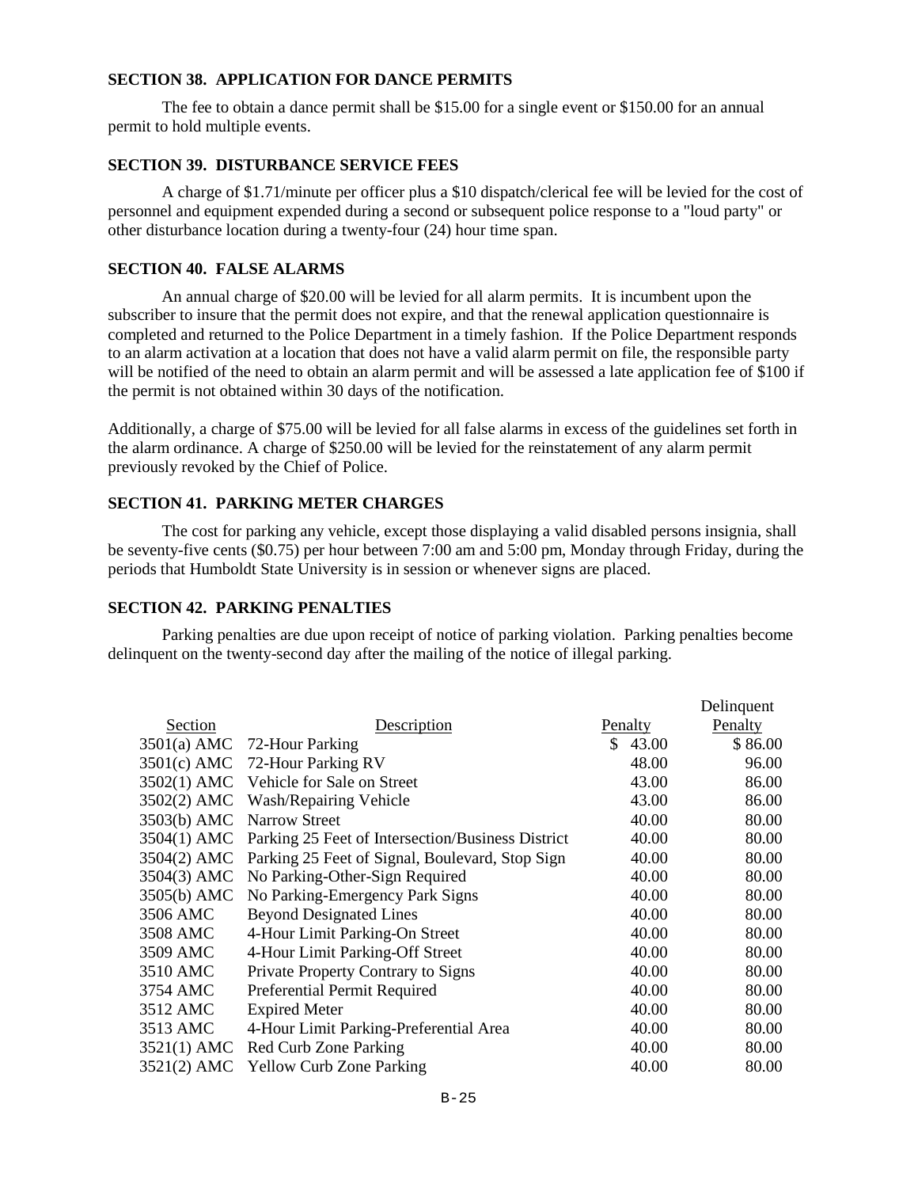### SECTION 38. APPLICATION FOR DANCE PERMITS

The fee to obtain a dance permit shall be $15.00 for a single event or $150.00 for an annual permit to hold multiple events.

### SECTION 39. DISTURBANCE SERVICE FEES

A charge of $1.71/minute per officer plus a $10 dispatch/clerical fee will be levied for the cost of personnel and equipment expended during a second or subsequent police response to a "loud party" or other disturbance location during a twenty-four (24) hour time span.

### SECTION 40. FALSE ALARMS

An annual charge of $20.00 will be levied for all alarm permits. It is incumbent upon the subscriber to insure that the permit does not expire, and that the renewal application questionnaire is completed and returned to the Police Department in a timely fashion. If the Police Department responds to an alarm activation at a location that does not have a valid alarm permit on file, the responsible party will be notified of the need to obtain an alarm permit and will be assessed a late application fee of $100 if the permit is not obtained within 30 days of the notification.

Additionally, a charge of $75.00 will be levied for all false alarms in excess of the guidelines set forth in the alarm ordinance. A charge of $250.00 will be levied for the reinstatement of any alarm permit previously revoked by the Chief of Police.

### SECTION 41. PARKING METER CHARGES

The cost for parking any vehicle, except those displaying a valid disabled persons insignia, shall be seventy-five cents ($0.75) per hour between 7:00 am and 5:00 pm, Monday through Friday, during the periods that Humboldt State University is in session or whenever signs are placed.

### SECTION 42. PARKING PENALTIES

Parking penalties are due upon receipt of notice of parking violation. Parking penalties become delinquent on the twenty-second day after the mailing of the notice of illegal parking.

| Section | Description | Penalty | Delinquent Penalty |
|---|---|---|---|
| 3501(a) AMC | 72-Hour Parking | $ 43.00 | $ 86.00 |
| 3501(c) AMC | 72-Hour Parking RV | 48.00 | 96.00 |
| 3502(1) AMC | Vehicle for Sale on Street | 43.00 | 86.00 |
| 3502(2) AMC | Wash/Repairing Vehicle | 43.00 | 86.00 |
| 3503(b) AMC | Narrow Street | 40.00 | 80.00 |
| 3504(1) AMC | Parking 25 Feet of Intersection/Business District | 40.00 | 80.00 |
| 3504(2) AMC | Parking 25 Feet of Signal, Boulevard, Stop Sign | 40.00 | 80.00 |
| 3504(3) AMC | No Parking-Other-Sign Required | 40.00 | 80.00 |
| 3505(b) AMC | No Parking-Emergency Park Signs | 40.00 | 80.00 |
| 3506 AMC | Beyond Designated Lines | 40.00 | 80.00 |
| 3508 AMC | 4-Hour Limit Parking-On Street | 40.00 | 80.00 |
| 3509 AMC | 4-Hour Limit Parking-Off Street | 40.00 | 80.00 |
| 3510 AMC | Private Property Contrary to Signs | 40.00 | 80.00 |
| 3754 AMC | Preferential Permit Required | 40.00 | 80.00 |
| 3512 AMC | Expired Meter | 40.00 | 80.00 |
| 3513 AMC | 4-Hour Limit Parking-Preferential Area | 40.00 | 80.00 |
| 3521(1) AMC | Red Curb Zone Parking | 40.00 | 80.00 |
| 3521(2) AMC | Yellow Curb Zone Parking | 40.00 | 80.00 |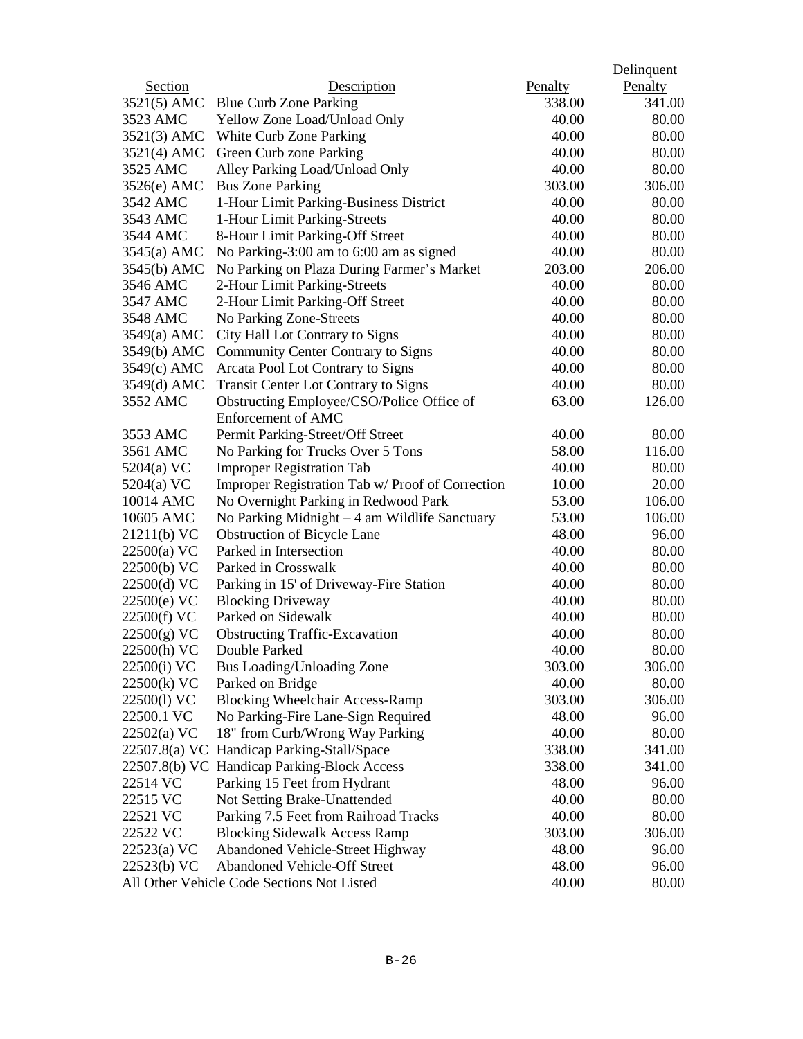| Section | Description | Penalty | Delinquent Penalty |
|---|---|---|---|
| 3521(5) AMC | Blue Curb Zone Parking | 338.00 | 341.00 |
| 3523 AMC | Yellow Zone Load/Unload Only | 40.00 | 80.00 |
| 3521(3) AMC | White Curb Zone Parking | 40.00 | 80.00 |
| 3521(4) AMC | Green Curb zone Parking | 40.00 | 80.00 |
| 3525 AMC | Alley Parking Load/Unload Only | 40.00 | 80.00 |
| 3526(e) AMC | Bus Zone Parking | 303.00 | 306.00 |
| 3542 AMC | 1-Hour Limit Parking-Business District | 40.00 | 80.00 |
| 3543 AMC | 1-Hour Limit Parking-Streets | 40.00 | 80.00 |
| 3544 AMC | 8-Hour Limit Parking-Off Street | 40.00 | 80.00 |
| 3545(a) AMC | No Parking-3:00 am to 6:00 am as signed | 40.00 | 80.00 |
| 3545(b) AMC | No Parking on Plaza During Farmer's Market | 203.00 | 206.00 |
| 3546 AMC | 2-Hour Limit Parking-Streets | 40.00 | 80.00 |
| 3547 AMC | 2-Hour Limit Parking-Off Street | 40.00 | 80.00 |
| 3548 AMC | No Parking Zone-Streets | 40.00 | 80.00 |
| 3549(a) AMC | City Hall Lot Contrary to Signs | 40.00 | 80.00 |
| 3549(b) AMC | Community Center Contrary to Signs | 40.00 | 80.00 |
| 3549(c) AMC | Arcata Pool Lot Contrary to Signs | 40.00 | 80.00 |
| 3549(d) AMC | Transit Center Lot Contrary to Signs | 40.00 | 80.00 |
| 3552 AMC | Obstructing Employee/CSO/Police Office of Enforcement of AMC | 63.00 | 126.00 |
| 3553 AMC | Permit Parking-Street/Off Street | 40.00 | 80.00 |
| 3561 AMC | No Parking for Trucks Over 5 Tons | 58.00 | 116.00 |
| 5204(a) VC | Improper Registration Tab | 40.00 | 80.00 |
| 5204(a) VC | Improper Registration Tab w/ Proof of Correction | 10.00 | 20.00 |
| 10014 AMC | No Overnight Parking in Redwood Park | 53.00 | 106.00 |
| 10605 AMC | No Parking Midnight – 4 am Wildlife Sanctuary | 53.00 | 106.00 |
| 21211(b) VC | Obstruction of Bicycle Lane | 48.00 | 96.00 |
| 22500(a) VC | Parked in Intersection | 40.00 | 80.00 |
| 22500(b) VC | Parked in Crosswalk | 40.00 | 80.00 |
| 22500(d) VC | Parking in 15' of Driveway-Fire Station | 40.00 | 80.00 |
| 22500(e) VC | Blocking Driveway | 40.00 | 80.00 |
| 22500(f) VC | Parked on Sidewalk | 40.00 | 80.00 |
| 22500(g) VC | Obstructing Traffic-Excavation | 40.00 | 80.00 |
| 22500(h) VC | Double Parked | 40.00 | 80.00 |
| 22500(i) VC | Bus Loading/Unloading Zone | 303.00 | 306.00 |
| 22500(k) VC | Parked on Bridge | 40.00 | 80.00 |
| 22500(l) VC | Blocking Wheelchair Access-Ramp | 303.00 | 306.00 |
| 22500.1 VC | No Parking-Fire Lane-Sign Required | 48.00 | 96.00 |
| 22502(a) VC | 18" from Curb/Wrong Way Parking | 40.00 | 80.00 |
| 22507.8(a) VC | Handicap Parking-Stall/Space | 338.00 | 341.00 |
| 22507.8(b) VC | Handicap Parking-Block Access | 338.00 | 341.00 |
| 22514 VC | Parking 15 Feet from Hydrant | 48.00 | 96.00 |
| 22515 VC | Not Setting Brake-Unattended | 40.00 | 80.00 |
| 22521 VC | Parking 7.5 Feet from Railroad Tracks | 40.00 | 80.00 |
| 22522 VC | Blocking Sidewalk Access Ramp | 303.00 | 306.00 |
| 22523(a) VC | Abandoned Vehicle-Street Highway | 48.00 | 96.00 |
| 22523(b) VC | Abandoned Vehicle-Off Street | 48.00 | 96.00 |
| All Other Vehicle Code Sections Not Listed | | 40.00 | 80.00 |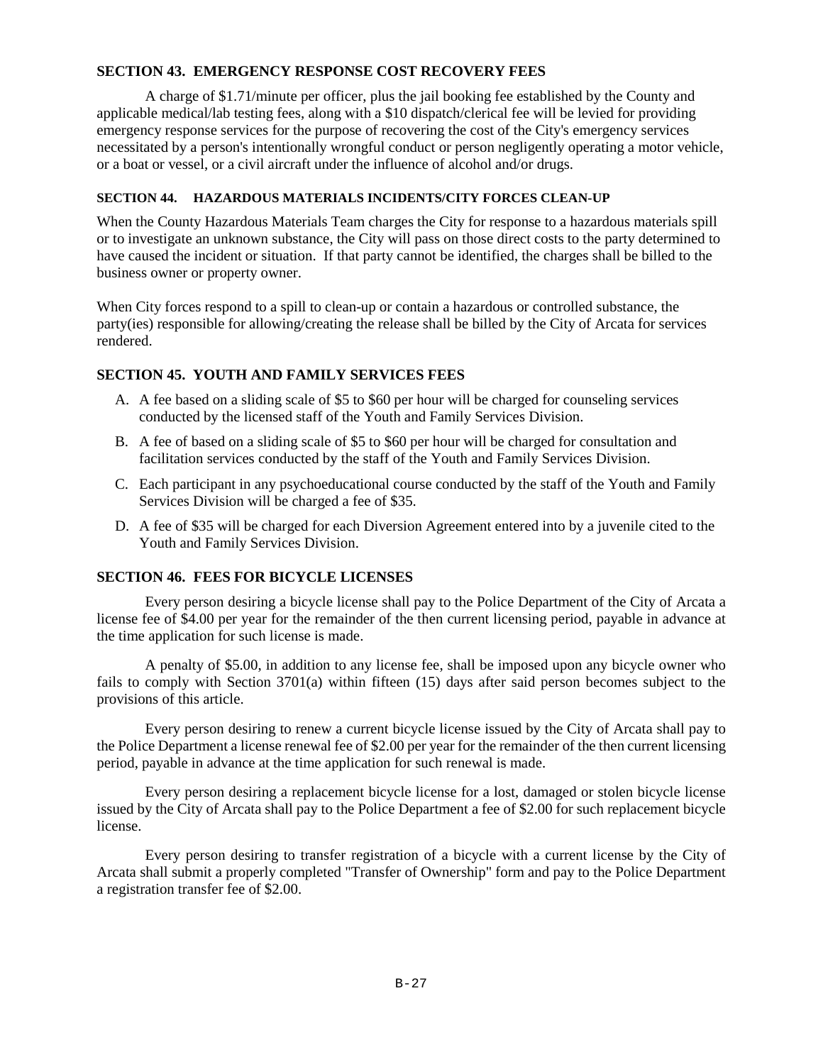## SECTION 43. EMERGENCY RESPONSE COST RECOVERY FEES

A charge of $1.71/minute per officer, plus the jail booking fee established by the County and applicable medical/lab testing fees, along with a $10 dispatch/clerical fee will be levied for providing emergency response services for the purpose of recovering the cost of the City's emergency services necessitated by a person's intentionally wrongful conduct or person negligently operating a motor vehicle, or a boat or vessel, or a civil aircraft under the influence of alcohol and/or drugs.

## SECTION 44. HAZARDOUS MATERIALS INCIDENTS/CITY FORCES CLEAN-UP

When the County Hazardous Materials Team charges the City for response to a hazardous materials spill or to investigate an unknown substance, the City will pass on those direct costs to the party determined to have caused the incident or situation. If that party cannot be identified, the charges shall be billed to the business owner or property owner.

When City forces respond to a spill to clean-up or contain a hazardous or controlled substance, the party(ies) responsible for allowing/creating the release shall be billed by the City of Arcata for services rendered.

## SECTION 45. YOUTH AND FAMILY SERVICES FEES

A. A fee based on a sliding scale of $5 to $60 per hour will be charged for counseling services conducted by the licensed staff of the Youth and Family Services Division.

B. A fee of based on a sliding scale of $5 to $60 per hour will be charged for consultation and facilitation services conducted by the staff of the Youth and Family Services Division.

C. Each participant in any psychoeducational course conducted by the staff of the Youth and Family Services Division will be charged a fee of $35.

D. A fee of $35 will be charged for each Diversion Agreement entered into by a juvenile cited to the Youth and Family Services Division.

## SECTION 46. FEES FOR BICYCLE LICENSES

Every person desiring a bicycle license shall pay to the Police Department of the City of Arcata a license fee of $4.00 per year for the remainder of the then current licensing period, payable in advance at the time application for such license is made.

A penalty of $5.00, in addition to any license fee, shall be imposed upon any bicycle owner who fails to comply with Section 3701(a) within fifteen (15) days after said person becomes subject to the provisions of this article.

Every person desiring to renew a current bicycle license issued by the City of Arcata shall pay to the Police Department a license renewal fee of $2.00 per year for the remainder of the then current licensing period, payable in advance at the time application for such renewal is made.

Every person desiring a replacement bicycle license for a lost, damaged or stolen bicycle license issued by the City of Arcata shall pay to the Police Department a fee of $2.00 for such replacement bicycle license.

Every person desiring to transfer registration of a bicycle with a current license by the City of Arcata shall submit a properly completed "Transfer of Ownership" form and pay to the Police Department a registration transfer fee of $2.00.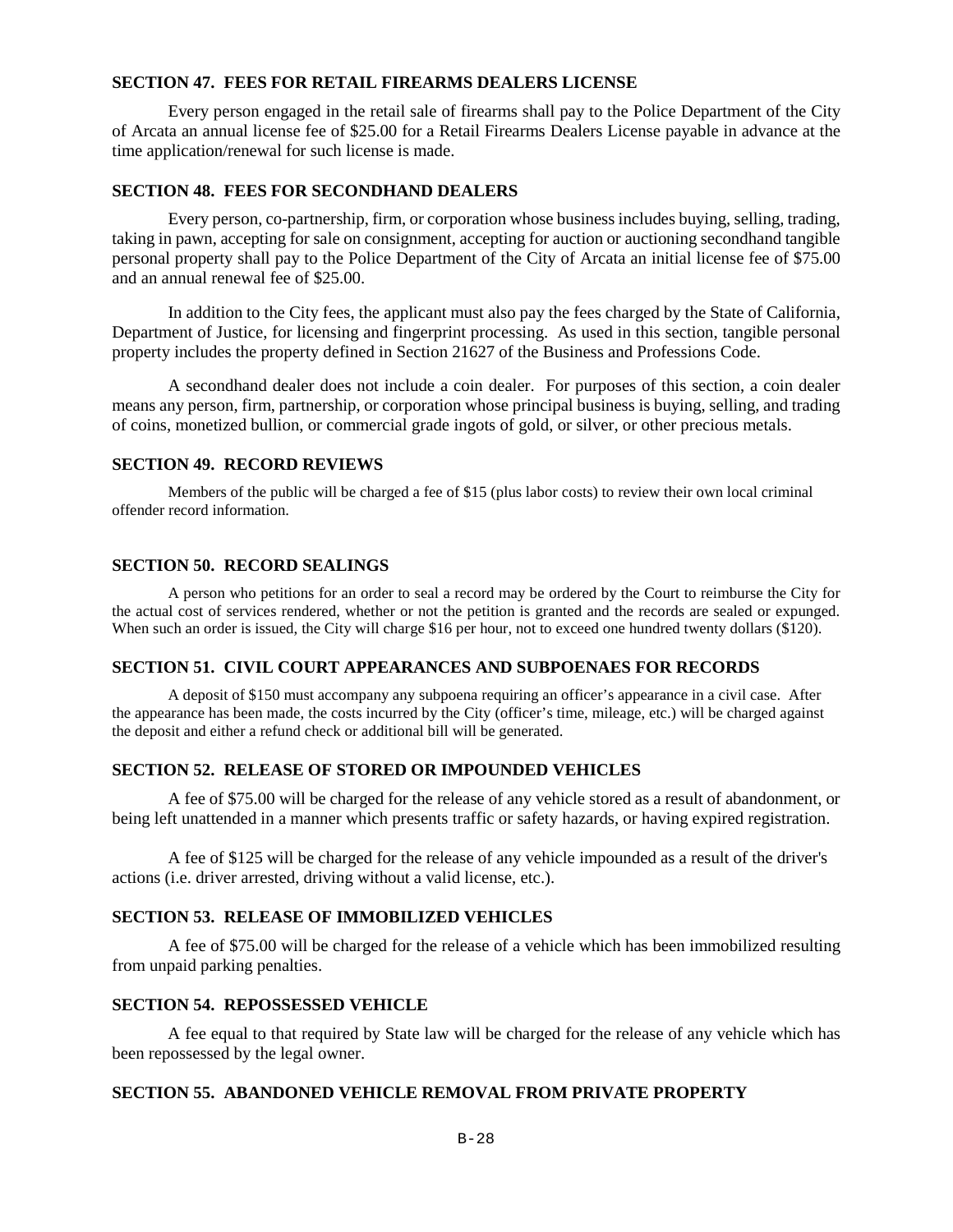### SECTION 47. FEES FOR RETAIL FIREARMS DEALERS LICENSE

Every person engaged in the retail sale of firearms shall pay to the Police Department of the City of Arcata an annual license fee of $25.00 for a Retail Firearms Dealers License payable in advance at the time application/renewal for such license is made.

### SECTION 48. FEES FOR SECONDHAND DEALERS

Every person, co-partnership, firm, or corporation whose business includes buying, selling, trading, taking in pawn, accepting for sale on consignment, accepting for auction or auctioning secondhand tangible personal property shall pay to the Police Department of the City of Arcata an initial license fee of $75.00 and an annual renewal fee of $25.00.

In addition to the City fees, the applicant must also pay the fees charged by the State of California, Department of Justice, for licensing and fingerprint processing. As used in this section, tangible personal property includes the property defined in Section 21627 of the Business and Professions Code.

A secondhand dealer does not include a coin dealer. For purposes of this section, a coin dealer means any person, firm, partnership, or corporation whose principal business is buying, selling, and trading of coins, monetized bullion, or commercial grade ingots of gold, or silver, or other precious metals.

### SECTION 49. RECORD REVIEWS

Members of the public will be charged a fee of $15 (plus labor costs) to review their own local criminal offender record information.

### SECTION 50. RECORD SEALINGS

A person who petitions for an order to seal a record may be ordered by the Court to reimburse the City for the actual cost of services rendered, whether or not the petition is granted and the records are sealed or expunged. When such an order is issued, the City will charge $16 per hour, not to exceed one hundred twenty dollars ($120).

### SECTION 51. CIVIL COURT APPEARANCES AND SUBPOENAES FOR RECORDS

A deposit of $150 must accompany any subpoena requiring an officer's appearance in a civil case. After the appearance has been made, the costs incurred by the City (officer's time, mileage, etc.) will be charged against the deposit and either a refund check or additional bill will be generated.

### SECTION 52. RELEASE OF STORED OR IMPOUNDED VEHICLES

A fee of $75.00 will be charged for the release of any vehicle stored as a result of abandonment, or being left unattended in a manner which presents traffic or safety hazards, or having expired registration.

A fee of $125 will be charged for the release of any vehicle impounded as a result of the driver's actions (i.e. driver arrested, driving without a valid license, etc.).

### SECTION 53. RELEASE OF IMMOBILIZED VEHICLES

A fee of $75.00 will be charged for the release of a vehicle which has been immobilized resulting from unpaid parking penalties.

### SECTION 54. REPOSSESSED VEHICLE

A fee equal to that required by State law will be charged for the release of any vehicle which has been repossessed by the legal owner.

### SECTION 55. ABANDONED VEHICLE REMOVAL FROM PRIVATE PROPERTY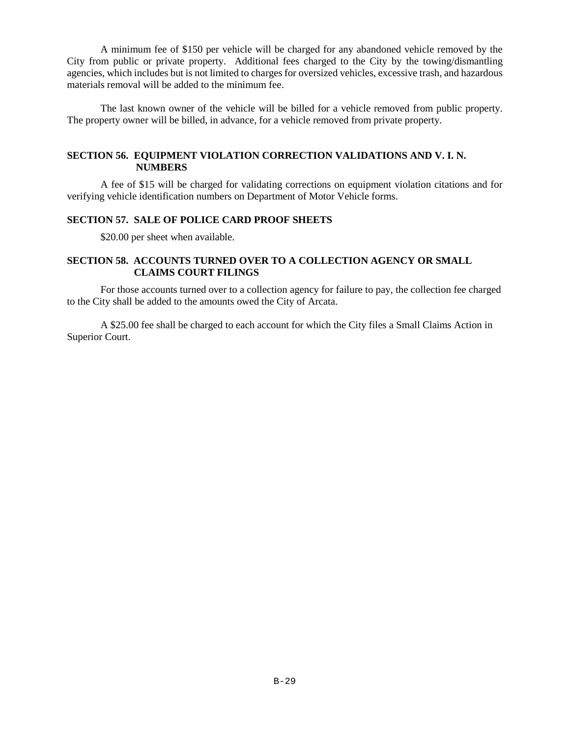A minimum fee of $150 per vehicle will be charged for any abandoned vehicle removed by the City from public or private property. Additional fees charged to the City by the towing/dismantling agencies, which includes but is not limited to charges for oversized vehicles, excessive trash, and hazardous materials removal will be added to the minimum fee.

The last known owner of the vehicle will be billed for a vehicle removed from public property. The property owner will be billed, in advance, for a vehicle removed from private property.

### SECTION 56. EQUIPMENT VIOLATION CORRECTION VALIDATIONS AND V. I. N. NUMBERS

A fee of $15 will be charged for validating corrections on equipment violation citations and for verifying vehicle identification numbers on Department of Motor Vehicle forms.

### SECTION 57. SALE OF POLICE CARD PROOF SHEETS

$20.00 per sheet when available.

### SECTION 58. ACCOUNTS TURNED OVER TO A COLLECTION AGENCY OR SMALL CLAIMS COURT FILINGS

For those accounts turned over to a collection agency for failure to pay, the collection fee charged to the City shall be added to the amounts owed the City of Arcata.

A $25.00 fee shall be charged to each account for which the City files a Small Claims Action in Superior Court.